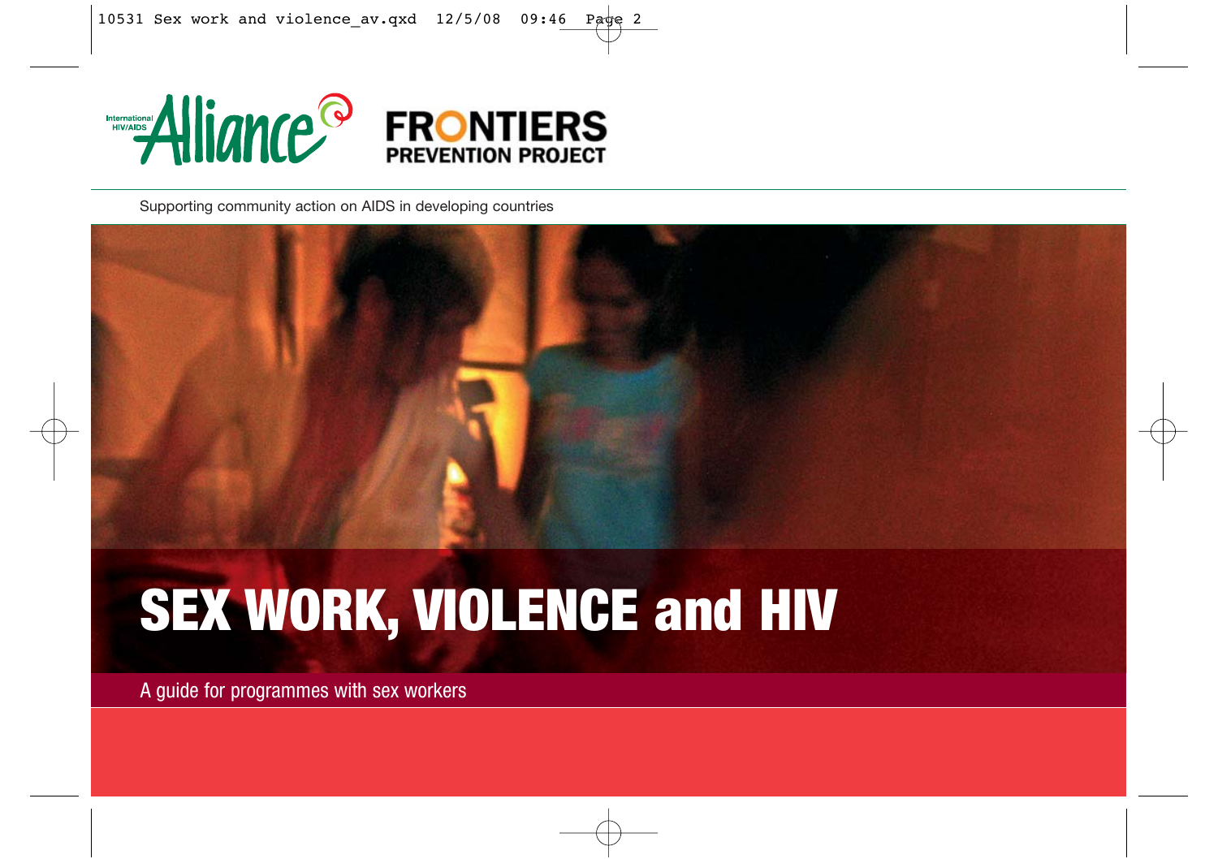International HIV/AIDS Alliance

FRONTIERS PREVENTION PROJECT

Supporting community action on AIDS in developing countries

# SEX WORK, VIOLENCE and HIV

A guide for programmes with sex workers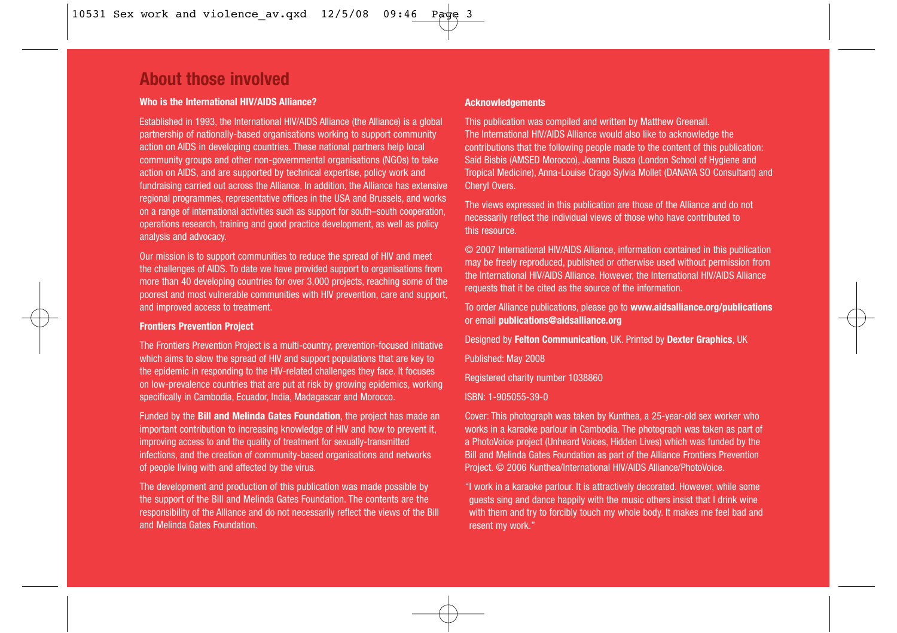# About those involved

### Who is the International HIV/AIDS Alliance?

Established in 1993, the International HIV/AIDS Alliance (the Alliance) is a global partnership of nationally-based organisations working to support community action on AIDS in developing countries. These national partners help local community groups and other non-governmental organisations (NGOs) to take action on AIDS, and are supported by technical expertise, policy work and fundraising carried out across the Alliance. In addition, the Alliance has extensive regional programmes, representative offices in the USA and Brussels, and works on a range of international activities such as support for south–south cooperation, operations research, training and good practice development, as well as policy analysis and advocacy.

Our mission is to support communities to reduce the spread of HIV and meet the challenges of AIDS. To date we have provided support to organisations from more than 40 developing countries for over 3,000 projects, reaching some of the poorest and most vulnerable communities with HIV prevention, care and support, and improved access to treatment.

### Frontiers Prevention Project

The Frontiers Prevention Project is a multi-country, prevention-focused initiative which aims to slow the spread of HIV and support populations that are key to the epidemic in responding to the HIV-related challenges they face. It focuses on low-prevalence countries that are put at risk by growing epidemics, working specifically in Cambodia, Ecuador, India, Madagascar and Morocco.

Funded by the **Bill and Melinda Gates Foundation**, the project has made an important contribution to increasing knowledge of HIV and how to prevent it, improving access to and the quality of treatment for sexually-transmitted infections, and the creation of community-based organisations and networks of people living with and affected by the virus.

The development and production of this publication was made possible by the support of the Bill and Melinda Gates Foundation. The contents are the responsibility of the Alliance and do not necessarily reflect the views of the Bill and Melinda Gates Foundation.

### Acknowledgements

This publication was compiled and written by Matthew Greenall.
The International HIV/AIDS Alliance would also like to acknowledge the contributions that the following people made to the content of this publication: Said Bisbis (AMSED Morocco), Joanna Busza (London School of Hygiene and Tropical Medicine), Anna-Louise Crago Sylvia Mollet (DANAYA SO Consultant) and Cheryl Overs.

The views expressed in this publication are those of the Alliance and do not necessarily reflect the individual views of those who have contributed to this resource.

© 2007 International HIV/AIDS Alliance, information contained in this publication may be freely reproduced, published or otherwise used without permission from the International HIV/AIDS Alliance. However, the International HIV/AIDS Alliance requests that it be cited as the source of the information.

To order Alliance publications, please go to **www.aidsalliance.org/publications** or email **publications@aidsalliance.org**

Designed by **Felton Communication**, UK. Printed by **Dexter Graphics**, UK

Published: May 2008

Registered charity number 1038860

ISBN: 1-905055-39-0

Cover: This photograph was taken by Kunthea, a 25-year-old sex worker who works in a karaoke parlour in Cambodia. The photograph was taken as part of a PhotoVoice project (Unheard Voices, Hidden Lives) which was funded by the Bill and Melinda Gates Foundation as part of the Alliance Frontiers Prevention Project. © 2006 Kunthea/International HIV/AIDS Alliance/PhotoVoice.

"I work in a karaoke parlour. It is attractively decorated. However, while some guests sing and dance happily with the music others insist that I drink wine with them and try to forcibly touch my whole body. It makes me feel bad and resent my work."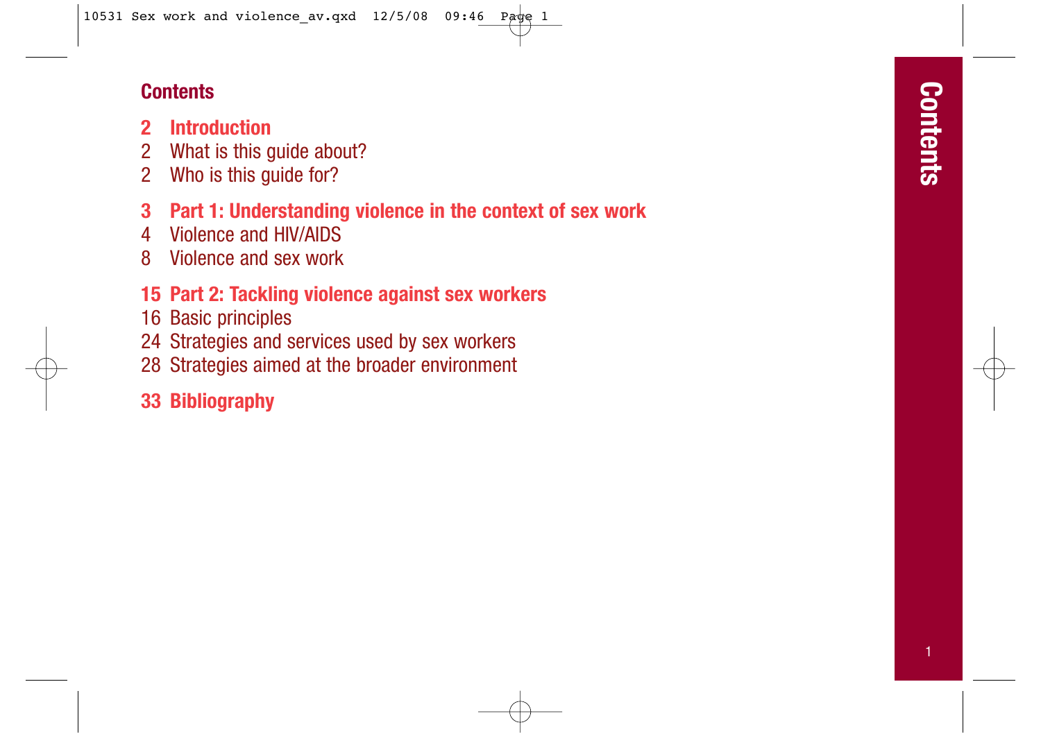# Contents

- **2 Introduction**
  - 2 What is this guide about?
  - 2 Who is this guide for?
- **3 Part 1: Understanding violence in the context of sex work**
  - 4 Violence and HIV/AIDS
  - 8 Violence and sex work
- **15 Part 2: Tackling violence against sex workers**
  - 16 Basic principles
  - 24 Strategies and services used by sex workers
  - 28 Strategies aimed at the broader environment
- **33 Bibliography**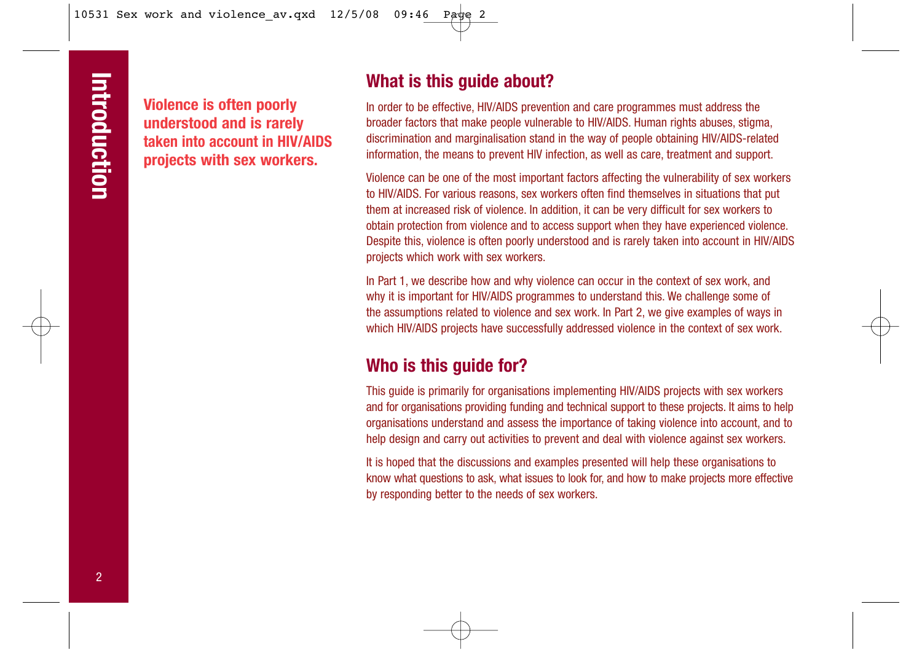# Introduction

**Violence is often poorly understood and is rarely taken into account in HIV/AIDS projects with sex workers.**

## What is this guide about?

In order to be effective, HIV/AIDS prevention and care programmes must address the broader factors that make people vulnerable to HIV/AIDS. Human rights abuses, stigma, discrimination and marginalisation stand in the way of people obtaining HIV/AIDS-related information, the means to prevent HIV infection, as well as care, treatment and support.

Violence can be one of the most important factors affecting the vulnerability of sex workers to HIV/AIDS. For various reasons, sex workers often find themselves in situations that put them at increased risk of violence. In addition, it can be very difficult for sex workers to obtain protection from violence and to access support when they have experienced violence. Despite this, violence is often poorly understood and is rarely taken into account in HIV/AIDS projects which work with sex workers.

In Part 1, we describe how and why violence can occur in the context of sex work, and why it is important for HIV/AIDS programmes to understand this. We challenge some of the assumptions related to violence and sex work. In Part 2, we give examples of ways in which HIV/AIDS projects have successfully addressed violence in the context of sex work.

## Who is this guide for?

This guide is primarily for organisations implementing HIV/AIDS projects with sex workers and for organisations providing funding and technical support to these projects. It aims to help organisations understand and assess the importance of taking violence into account, and to help design and carry out activities to prevent and deal with violence against sex workers.

It is hoped that the discussions and examples presented will help these organisations to know what questions to ask, what issues to look for, and how to make projects more effective by responding better to the needs of sex workers.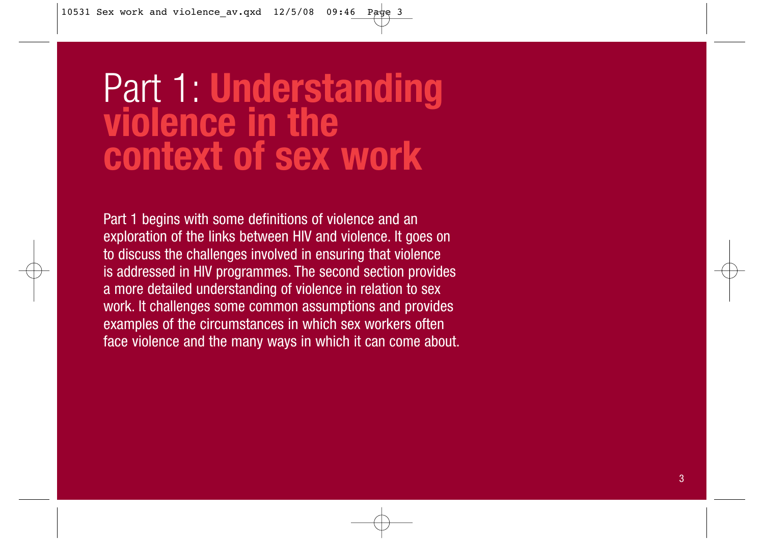# Part 1: Understanding violence in the context of sex work

Part 1 begins with some definitions of violence and an exploration of the links between HIV and violence. It goes on to discuss the challenges involved in ensuring that violence is addressed in HIV programmes. The second section provides a more detailed understanding of violence in relation to sex work. It challenges some common assumptions and provides examples of the circumstances in which sex workers often face violence and the many ways in which it can come about.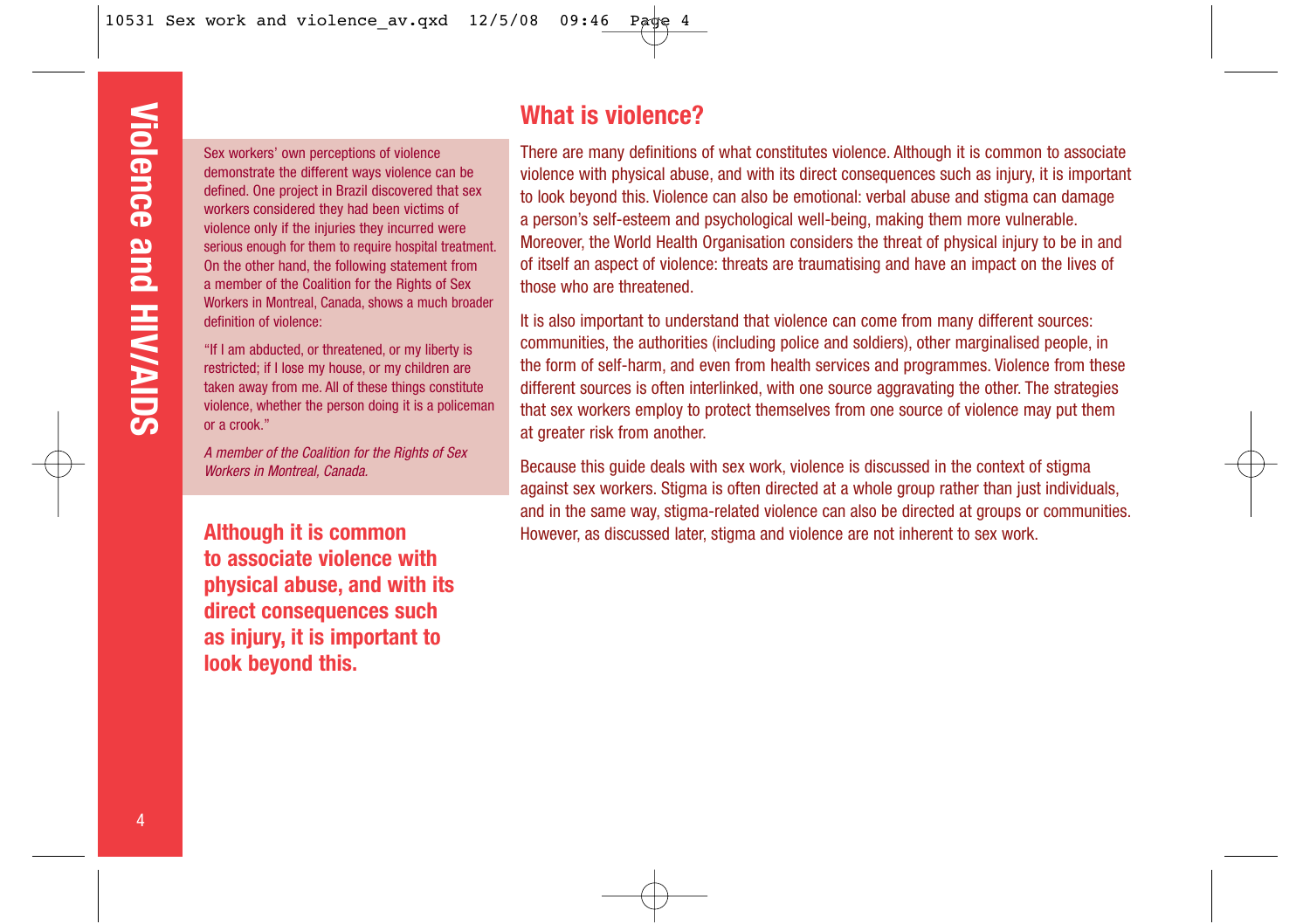## What is violence?

Sex workers' own perceptions of violence demonstrate the different ways violence can be defined. One project in Brazil discovered that sex workers considered they had been victims of violence only if the injuries they incurred were serious enough for them to require hospital treatment. On the other hand, the following statement from a member of the Coalition for the Rights of Sex Workers in Montreal, Canada, shows a much broader definition of violence:

"If I am abducted, or threatened, or my liberty is restricted; if I lose my house, or my children are taken away from me. All of these things constitute violence, whether the person doing it is a policeman or a crook."

*A member of the Coalition for the Rights of Sex Workers in Montreal, Canada.*

**Although it is common to associate violence with physical abuse, and with its direct consequences such as injury, it is important to look beyond this.**

There are many definitions of what constitutes violence. Although it is common to associate violence with physical abuse, and with its direct consequences such as injury, it is important to look beyond this. Violence can also be emotional: verbal abuse and stigma can damage a person's self-esteem and psychological well-being, making them more vulnerable. Moreover, the World Health Organisation considers the threat of physical injury to be in and of itself an aspect of violence: threats are traumatising and have an impact on the lives of those who are threatened.

It is also important to understand that violence can come from many different sources: communities, the authorities (including police and soldiers), other marginalised people, in the form of self-harm, and even from health services and programmes. Violence from these different sources is often interlinked, with one source aggravating the other. The strategies that sex workers employ to protect themselves from one source of violence may put them at greater risk from another.

Because this guide deals with sex work, violence is discussed in the context of stigma against sex workers. Stigma is often directed at a whole group rather than just individuals, and in the same way, stigma-related violence can also be directed at groups or communities. However, as discussed later, stigma and violence are not inherent to sex work.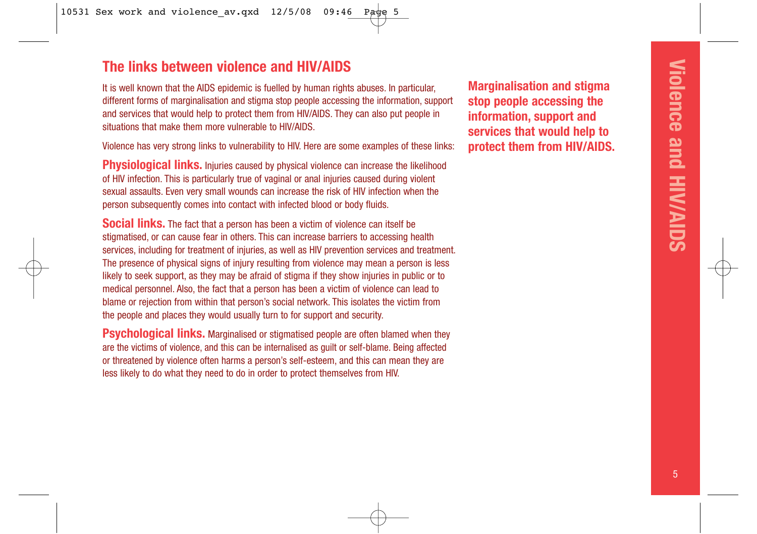## The links between violence and HIV/AIDS

It is well known that the AIDS epidemic is fuelled by human rights abuses. In particular, different forms of marginalisation and stigma stop people accessing the information, support and services that would help to protect them from HIV/AIDS. They can also put people in situations that make them more vulnerable to HIV/AIDS.

Violence has very strong links to vulnerability to HIV. Here are some examples of these links:

**Physiological links.** Injuries caused by physical violence can increase the likelihood of HIV infection. This is particularly true of vaginal or anal injuries caused during violent sexual assaults. Even very small wounds can increase the risk of HIV infection when the person subsequently comes into contact with infected blood or body fluids.

**Social links.** The fact that a person has been a victim of violence can itself be stigmatised, or can cause fear in others. This can increase barriers to accessing health services, including for treatment of injuries, as well as HIV prevention services and treatment. The presence of physical signs of injury resulting from violence may mean a person is less likely to seek support, as they may be afraid of stigma if they show injuries in public or to medical personnel. Also, the fact that a person has been a victim of violence can lead to blame or rejection from within that person's social network. This isolates the victim from the people and places they would usually turn to for support and security.

**Psychological links.** Marginalised or stigmatised people are often blamed when they are the victims of violence, and this can be internalised as guilt or self-blame. Being affected or threatened by violence often harms a person's self-esteem, and this can mean they are less likely to do what they need to do in order to protect themselves from HIV.

**Marginalisation and stigma stop people accessing the information, support and services that would help to protect them from HIV/AIDS.**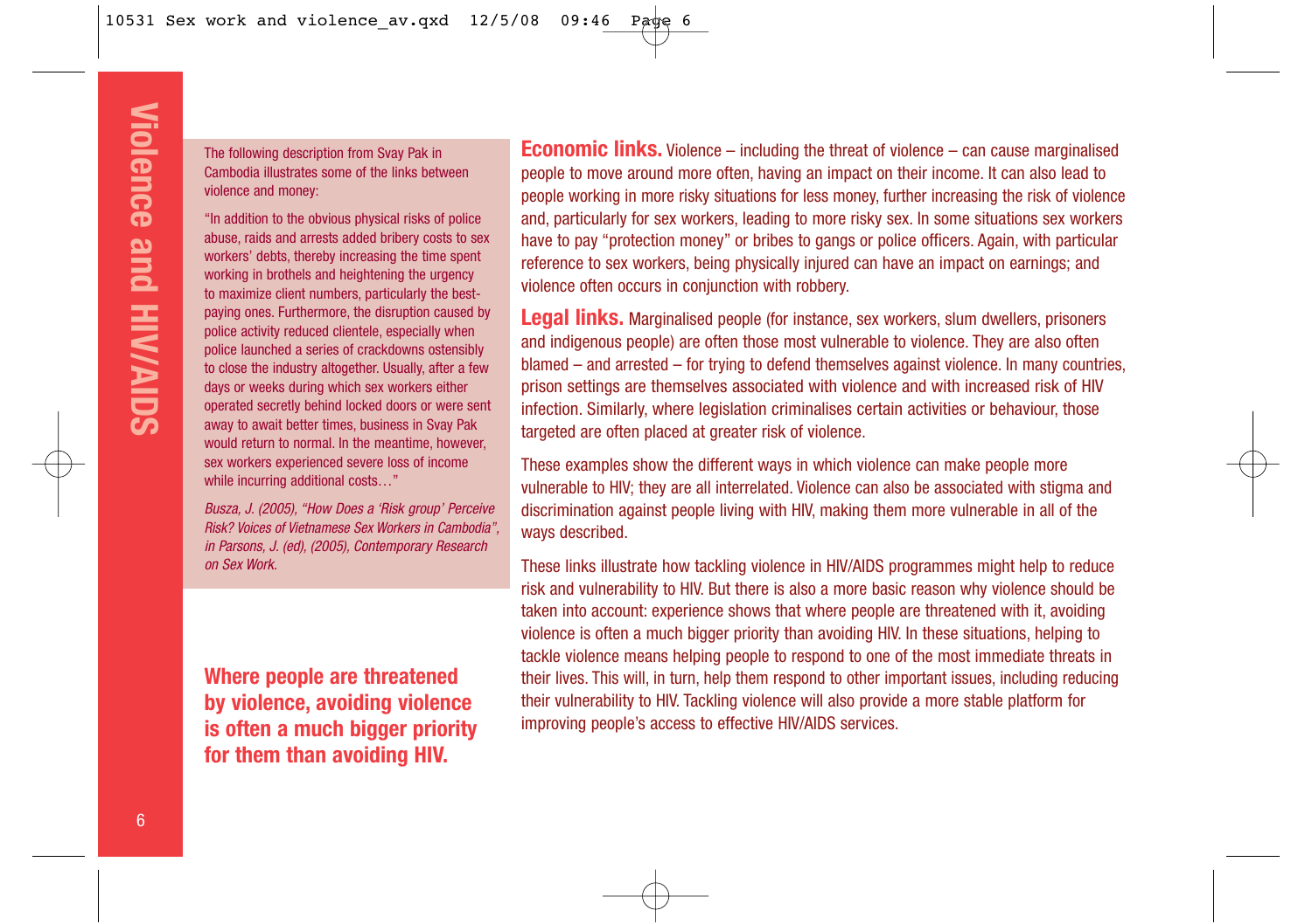The following description from Svay Pak in Cambodia illustrates some of the links between violence and money:

"In addition to the obvious physical risks of police abuse, raids and arrests added bribery costs to sex workers' debts, thereby increasing the time spent working in brothels and heightening the urgency to maximize client numbers, particularly the best-paying ones. Furthermore, the disruption caused by police activity reduced clientele, especially when police launched a series of crackdowns ostensibly to close the industry altogether. Usually, after a few days or weeks during which sex workers either operated secretly behind locked doors or were sent away to await better times, business in Svay Pak would return to normal. In the meantime, however, sex workers experienced severe loss of income while incurring additional costs…"

*Busza, J. (2005), "How Does a 'Risk group' Perceive Risk? Voices of Vietnamese Sex Workers in Cambodia", in Parsons, J. (ed), (2005), Contemporary Research on Sex Work.*

**Where people are threatened by violence, avoiding violence is often a much bigger priority for them than avoiding HIV.**

**Economic links.** Violence – including the threat of violence – can cause marginalised people to move around more often, having an impact on their income. It can also lead to people working in more risky situations for less money, further increasing the risk of violence and, particularly for sex workers, leading to more risky sex. In some situations sex workers have to pay "protection money" or bribes to gangs or police officers. Again, with particular reference to sex workers, being physically injured can have an impact on earnings; and violence often occurs in conjunction with robbery.

**Legal links.** Marginalised people (for instance, sex workers, slum dwellers, prisoners and indigenous people) are often those most vulnerable to violence. They are also often blamed – and arrested – for trying to defend themselves against violence. In many countries, prison settings are themselves associated with violence and with increased risk of HIV infection. Similarly, where legislation criminalises certain activities or behaviour, those targeted are often placed at greater risk of violence.

These examples show the different ways in which violence can make people more vulnerable to HIV; they are all interrelated. Violence can also be associated with stigma and discrimination against people living with HIV, making them more vulnerable in all of the ways described.

These links illustrate how tackling violence in HIV/AIDS programmes might help to reduce risk and vulnerability to HIV. But there is also a more basic reason why violence should be taken into account: experience shows that where people are threatened with it, avoiding violence is often a much bigger priority than avoiding HIV. In these situations, helping to tackle violence means helping people to respond to one of the most immediate threats in their lives. This will, in turn, help them respond to other important issues, including reducing their vulnerability to HIV. Tackling violence will also provide a more stable platform for improving people's access to effective HIV/AIDS services.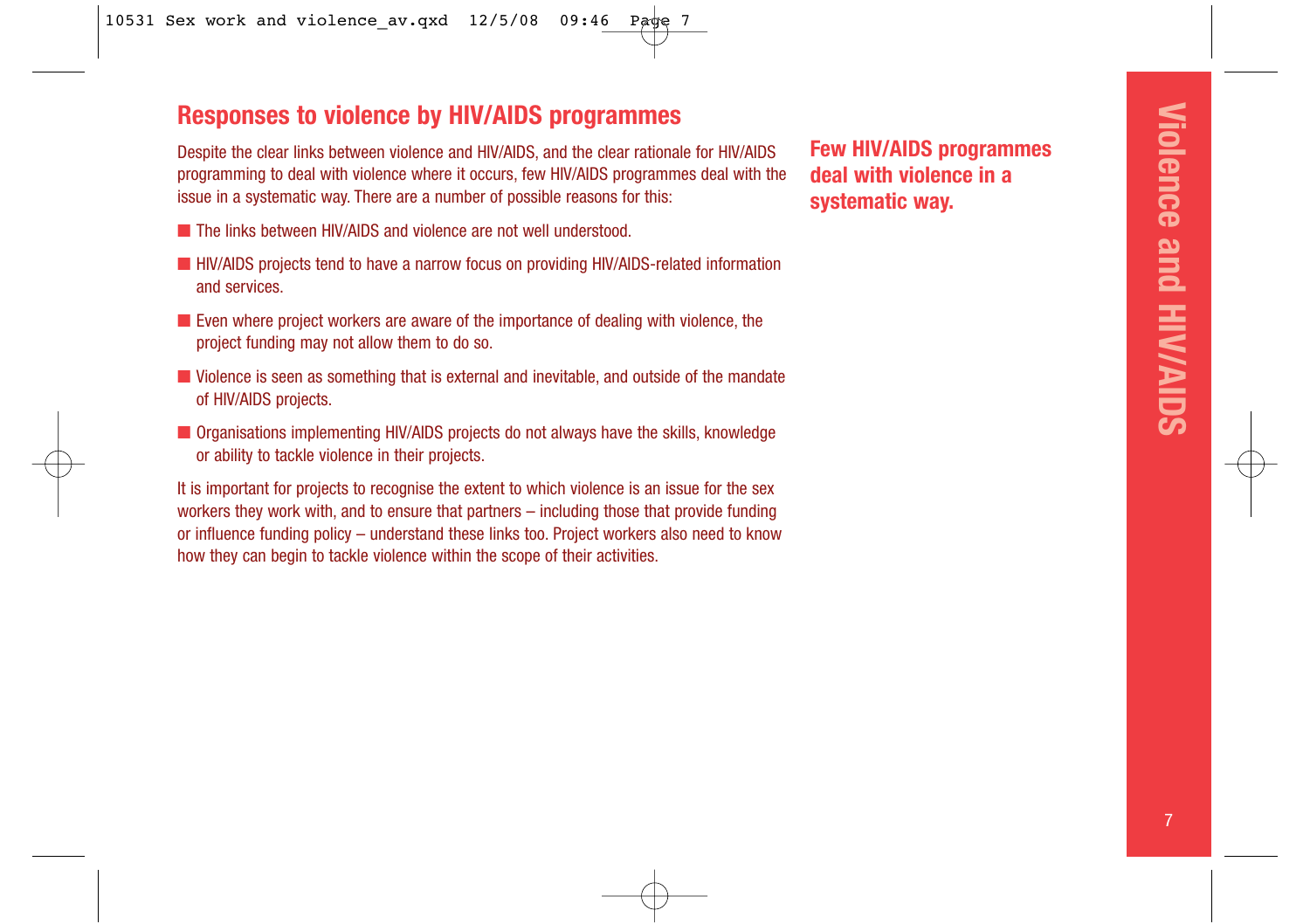## Responses to violence by HIV/AIDS programmes

Despite the clear links between violence and HIV/AIDS, and the clear rationale for HIV/AIDS programming to deal with violence where it occurs, few HIV/AIDS programmes deal with the issue in a systematic way. There are a number of possible reasons for this:

- The links between HIV/AIDS and violence are not well understood.
- HIV/AIDS projects tend to have a narrow focus on providing HIV/AIDS-related information and services.
- Even where project workers are aware of the importance of dealing with violence, the project funding may not allow them to do so.
- Violence is seen as something that is external and inevitable, and outside of the mandate of HIV/AIDS projects.
- Organisations implementing HIV/AIDS projects do not always have the skills, knowledge or ability to tackle violence in their projects.

It is important for projects to recognise the extent to which violence is an issue for the sex workers they work with, and to ensure that partners – including those that provide funding or influence funding policy – understand these links too. Project workers also need to know how they can begin to tackle violence within the scope of their activities.

**Few HIV/AIDS programmes deal with violence in a systematic way.**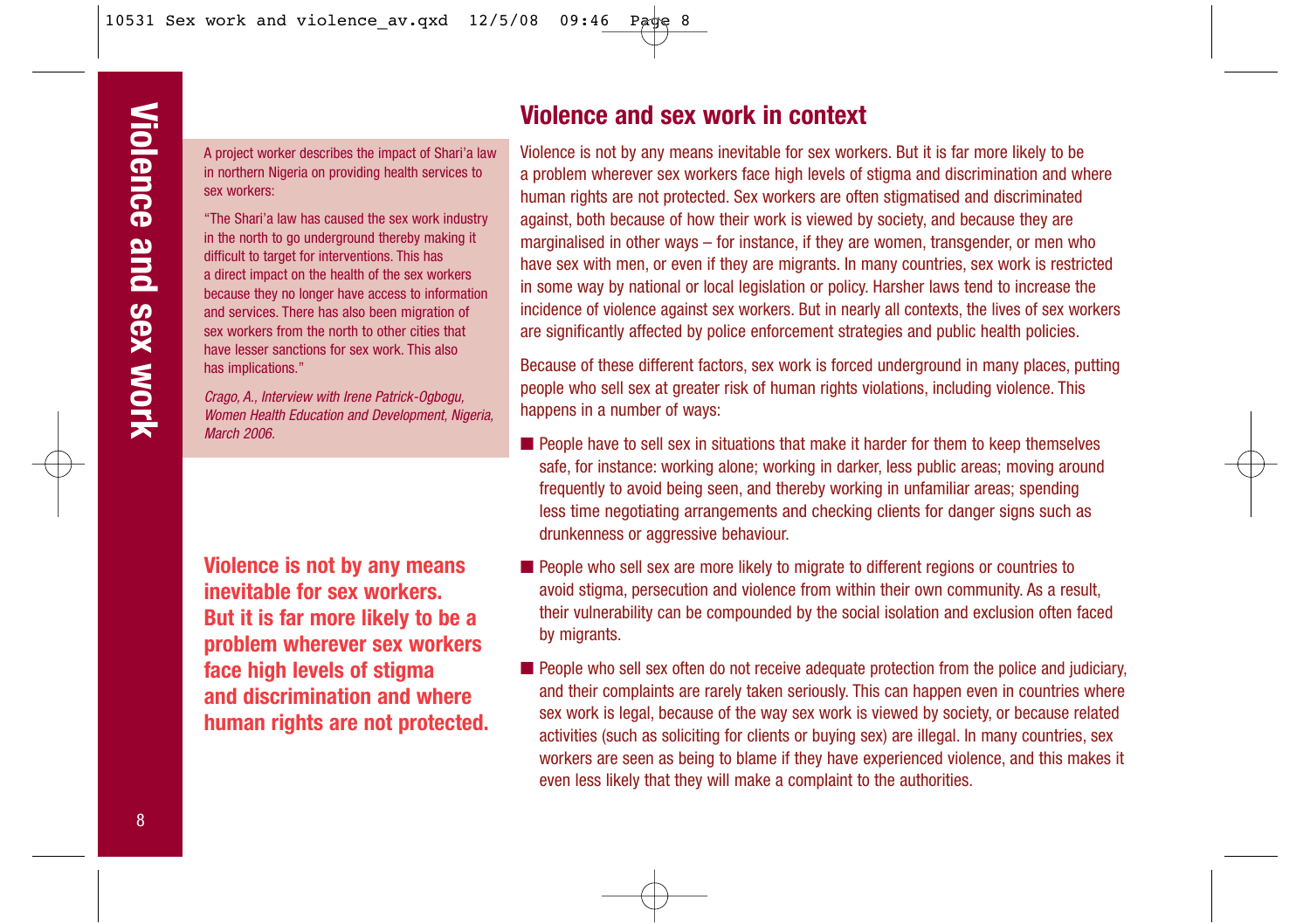A project worker describes the impact of Shari'a law in northern Nigeria on providing health services to sex workers:

"The Shari'a law has caused the sex work industry in the north to go underground thereby making it difficult to target for interventions. This has a direct impact on the health of the sex workers because they no longer have access to information and services. There has also been migration of sex workers from the north to other cities that have lesser sanctions for sex work. This also has implications."

*Crago, A., Interview with Irene Patrick-Ogbogu, Women Health Education and Development, Nigeria, March 2006.*

**Violence is not by any means inevitable for sex workers. But it is far more likely to be a problem wherever sex workers face high levels of stigma and discrimination and where human rights are not protected.**

## Violence and sex work in context

Violence is not by any means inevitable for sex workers. But it is far more likely to be a problem wherever sex workers face high levels of stigma and discrimination and where human rights are not protected. Sex workers are often stigmatised and discriminated against, both because of how their work is viewed by society, and because they are marginalised in other ways – for instance, if they are women, transgender, or men who have sex with men, or even if they are migrants. In many countries, sex work is restricted in some way by national or local legislation or policy. Harsher laws tend to increase the incidence of violence against sex workers. But in nearly all contexts, the lives of sex workers are significantly affected by police enforcement strategies and public health policies.

Because of these different factors, sex work is forced underground in many places, putting people who sell sex at greater risk of human rights violations, including violence. This happens in a number of ways:

- People have to sell sex in situations that make it harder for them to keep themselves safe, for instance: working alone; working in darker, less public areas; moving around frequently to avoid being seen, and thereby working in unfamiliar areas; spending less time negotiating arrangements and checking clients for danger signs such as drunkenness or aggressive behaviour.
- People who sell sex are more likely to migrate to different regions or countries to avoid stigma, persecution and violence from within their own community. As a result, their vulnerability can be compounded by the social isolation and exclusion often faced by migrants.
- People who sell sex often do not receive adequate protection from the police and judiciary, and their complaints are rarely taken seriously. This can happen even in countries where sex work is legal, because of the way sex work is viewed by society, or because related activities (such as soliciting for clients or buying sex) are illegal. In many countries, sex workers are seen as being to blame if they have experienced violence, and this makes it even less likely that they will make a complaint to the authorities.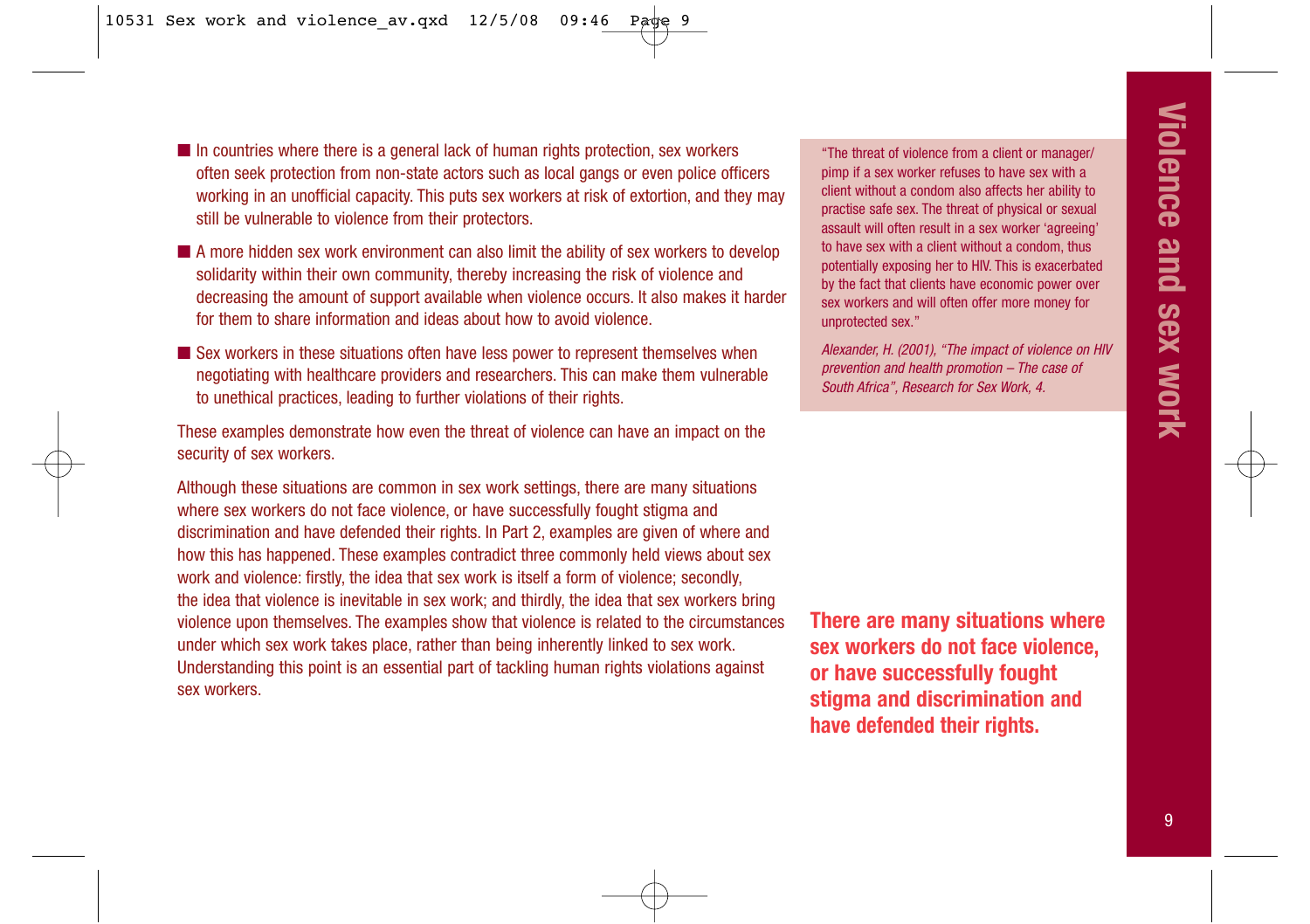- In countries where there is a general lack of human rights protection, sex workers often seek protection from non-state actors such as local gangs or even police officers working in an unofficial capacity. This puts sex workers at risk of extortion, and they may still be vulnerable to violence from their protectors.
- A more hidden sex work environment can also limit the ability of sex workers to develop solidarity within their own community, thereby increasing the risk of violence and decreasing the amount of support available when violence occurs. It also makes it harder for them to share information and ideas about how to avoid violence.
- Sex workers in these situations often have less power to represent themselves when negotiating with healthcare providers and researchers. This can make them vulnerable to unethical practices, leading to further violations of their rights.

These examples demonstrate how even the threat of violence can have an impact on the security of sex workers.

Although these situations are common in sex work settings, there are many situations where sex workers do not face violence, or have successfully fought stigma and discrimination and have defended their rights. In Part 2, examples are given of where and how this has happened. These examples contradict three commonly held views about sex work and violence: firstly, the idea that sex work is itself a form of violence; secondly, the idea that violence is inevitable in sex work; and thirdly, the idea that sex workers bring violence upon themselves. The examples show that violence is related to the circumstances under which sex work takes place, rather than being inherently linked to sex work. Understanding this point is an essential part of tackling human rights violations against sex workers.

> "The threat of violence from a client or manager/pimp if a sex worker refuses to have sex with a client without a condom also affects her ability to practise safe sex. The threat of physical or sexual assault will often result in a sex worker 'agreeing' to have sex with a client without a condom, thus potentially exposing her to HIV. This is exacerbated by the fact that clients have economic power over sex workers and will often offer more money for unprotected sex."
>
> *Alexander, H. (2001), "The impact of violence on HIV prevention and health promotion – The case of South Africa", Research for Sex Work, 4.*

**There are many situations where sex workers do not face violence, or have successfully fought stigma and discrimination and have defended their rights.**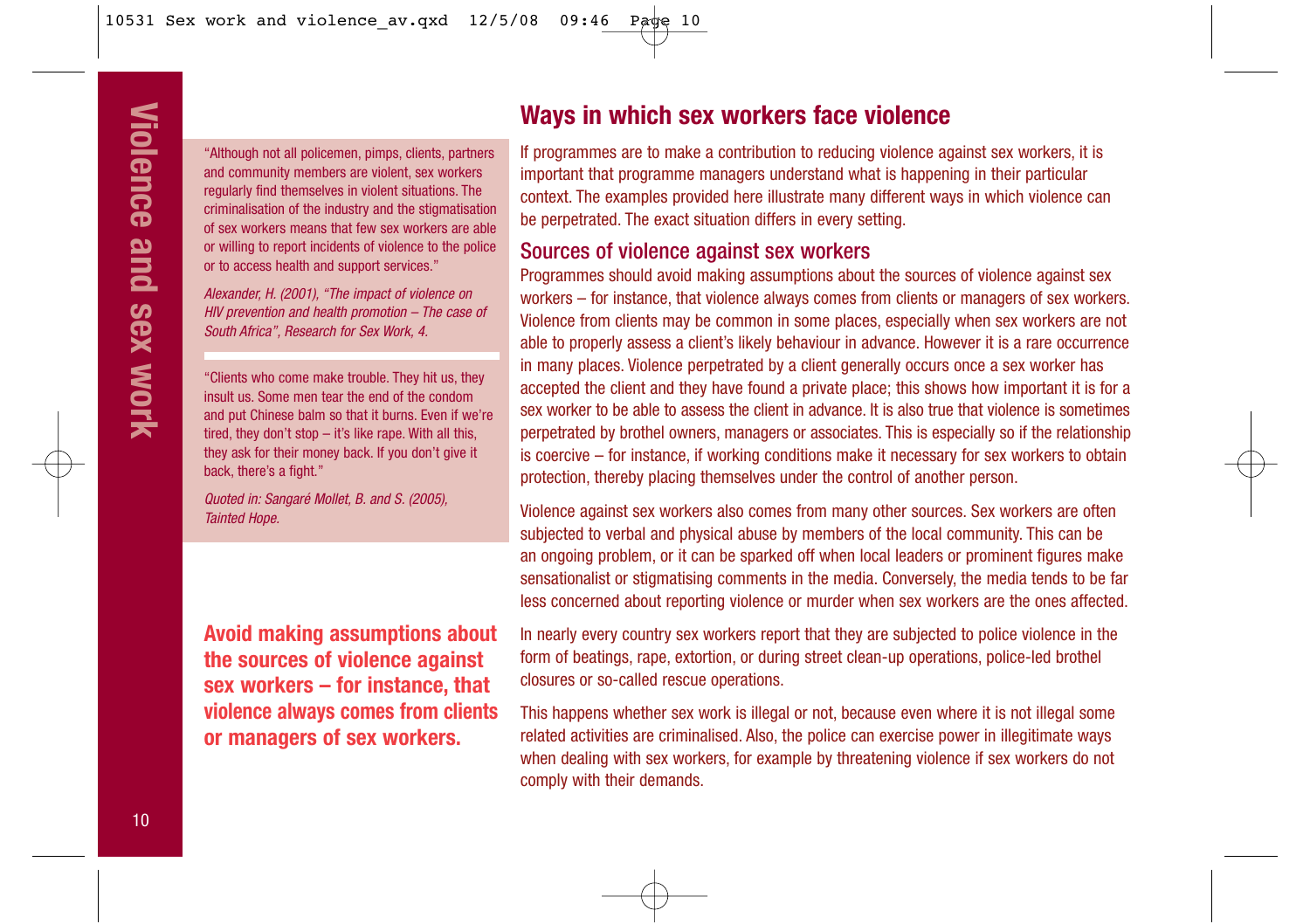"Although not all policemen, pimps, clients, partners and community members are violent, sex workers regularly find themselves in violent situations. The criminalisation of the industry and the stigmatisation of sex workers means that few sex workers are able or willing to report incidents of violence to the police or to access health and support services."

*Alexander, H. (2001), "The impact of violence on HIV prevention and health promotion – The case of South Africa", Research for Sex Work, 4.*

"Clients who come make trouble. They hit us, they insult us. Some men tear the end of the condom and put Chinese balm so that it burns. Even if we're tired, they don't stop – it's like rape. With all this, they ask for their money back. If you don't give it back, there's a fight."

*Quoted in: Sangaré Mollet, B. and S. (2005), Tainted Hope.*

**Avoid making assumptions about the sources of violence against sex workers – for instance, that violence always comes from clients or managers of sex workers.**

## Ways in which sex workers face violence

If programmes are to make a contribution to reducing violence against sex workers, it is important that programme managers understand what is happening in their particular context. The examples provided here illustrate many different ways in which violence can be perpetrated. The exact situation differs in every setting.

### Sources of violence against sex workers

Programmes should avoid making assumptions about the sources of violence against sex workers – for instance, that violence always comes from clients or managers of sex workers. Violence from clients may be common in some places, especially when sex workers are not able to properly assess a client's likely behaviour in advance. However it is a rare occurrence in many places. Violence perpetrated by a client generally occurs once a sex worker has accepted the client and they have found a private place; this shows how important it is for a sex worker to be able to assess the client in advance. It is also true that violence is sometimes perpetrated by brothel owners, managers or associates. This is especially so if the relationship is coercive – for instance, if working conditions make it necessary for sex workers to obtain protection, thereby placing themselves under the control of another person.

Violence against sex workers also comes from many other sources. Sex workers are often subjected to verbal and physical abuse by members of the local community. This can be an ongoing problem, or it can be sparked off when local leaders or prominent figures make sensationalist or stigmatising comments in the media. Conversely, the media tends to be far less concerned about reporting violence or murder when sex workers are the ones affected.

In nearly every country sex workers report that they are subjected to police violence in the form of beatings, rape, extortion, or during street clean-up operations, police-led brothel closures or so-called rescue operations.

This happens whether sex work is illegal or not, because even where it is not illegal some related activities are criminalised. Also, the police can exercise power in illegitimate ways when dealing with sex workers, for example by threatening violence if sex workers do not comply with their demands.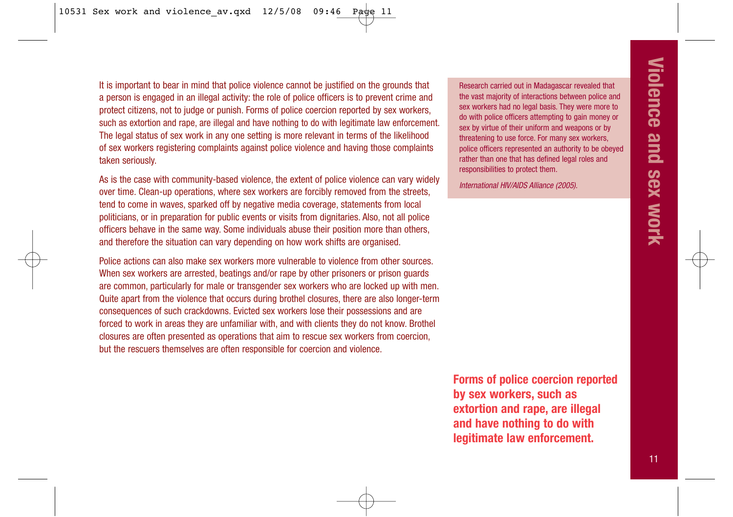It is important to bear in mind that police violence cannot be justified on the grounds that a person is engaged in an illegal activity: the role of police officers is to prevent crime and protect citizens, not to judge or punish. Forms of police coercion reported by sex workers, such as extortion and rape, are illegal and have nothing to do with legitimate law enforcement. The legal status of sex work in any one setting is more relevant in terms of the likelihood of sex workers registering complaints against police violence and having those complaints taken seriously.

As is the case with community-based violence, the extent of police violence can vary widely over time. Clean-up operations, where sex workers are forcibly removed from the streets, tend to come in waves, sparked off by negative media coverage, statements from local politicians, or in preparation for public events or visits from dignitaries. Also, not all police officers behave in the same way. Some individuals abuse their position more than others, and therefore the situation can vary depending on how work shifts are organised.

Police actions can also make sex workers more vulnerable to violence from other sources. When sex workers are arrested, beatings and/or rape by other prisoners or prison guards are common, particularly for male or transgender sex workers who are locked up with men. Quite apart from the violence that occurs during brothel closures, there are also longer-term consequences of such crackdowns. Evicted sex workers lose their possessions and are forced to work in areas they are unfamiliar with, and with clients they do not know. Brothel closures are often presented as operations that aim to rescue sex workers from coercion, but the rescuers themselves are often responsible for coercion and violence.

> Research carried out in Madagascar revealed that the vast majority of interactions between police and sex workers had no legal basis. They were more to do with police officers attempting to gain money or sex by virtue of their uniform and weapons or by threatening to use force. For many sex workers, police officers represented an authority to be obeyed rather than one that has defined legal roles and responsibilities to protect them.
>
> *International HIV/AIDS Alliance (2005).*

**Forms of police coercion reported by sex workers, such as extortion and rape, are illegal and have nothing to do with legitimate law enforcement.**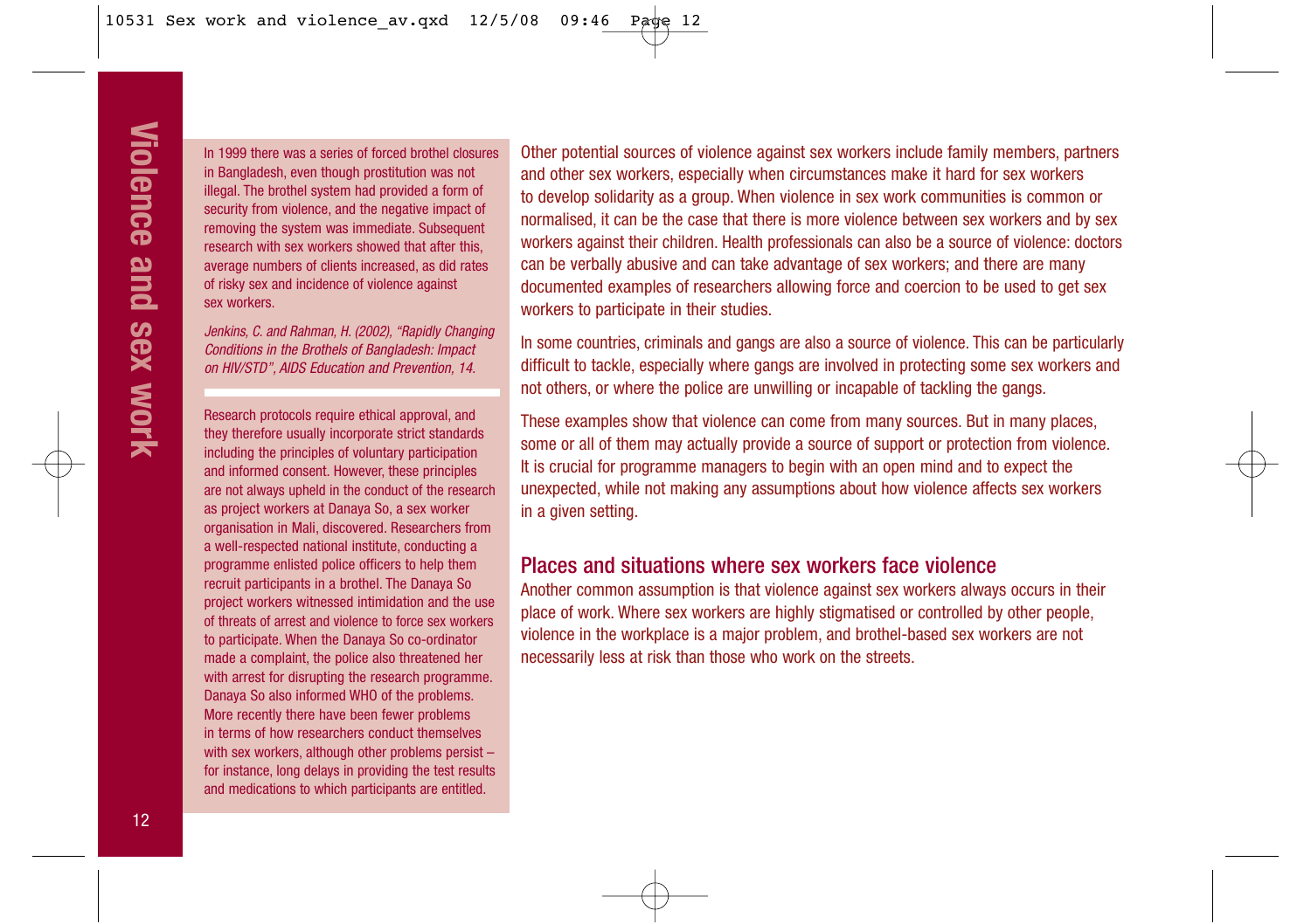In 1999 there was a series of forced brothel closures in Bangladesh, even though prostitution was not illegal. The brothel system had provided a form of security from violence, and the negative impact of removing the system was immediate. Subsequent research with sex workers showed that after this, average numbers of clients increased, as did rates of risky sex and incidence of violence against sex workers.

*Jenkins, C. and Rahman, H. (2002), "Rapidly Changing Conditions in the Brothels of Bangladesh: Impact on HIV/STD", AIDS Education and Prevention, 14.*

Research protocols require ethical approval, and they therefore usually incorporate strict standards including the principles of voluntary participation and informed consent. However, these principles are not always upheld in the conduct of the research as project workers at Danaya So, a sex worker organisation in Mali, discovered. Researchers from a well-respected national institute, conducting a programme enlisted police officers to help them recruit participants in a brothel. The Danaya So project workers witnessed intimidation and the use of threats of arrest and violence to force sex workers to participate. When the Danaya So co-ordinator made a complaint, the police also threatened her with arrest for disrupting the research programme. Danaya So also informed WHO of the problems. More recently there have been fewer problems in terms of how researchers conduct themselves with sex workers, although other problems persist – for instance, long delays in providing the test results and medications to which participants are entitled.

Other potential sources of violence against sex workers include family members, partners and other sex workers, especially when circumstances make it hard for sex workers to develop solidarity as a group. When violence in sex work communities is common or normalised, it can be the case that there is more violence between sex workers and by sex workers against their children. Health professionals can also be a source of violence: doctors can be verbally abusive and can take advantage of sex workers; and there are many documented examples of researchers allowing force and coercion to be used to get sex workers to participate in their studies.

In some countries, criminals and gangs are also a source of violence. This can be particularly difficult to tackle, especially where gangs are involved in protecting some sex workers and not others, or where the police are unwilling or incapable of tackling the gangs.

These examples show that violence can come from many sources. But in many places, some or all of them may actually provide a source of support or protection from violence. It is crucial for programme managers to begin with an open mind and to expect the unexpected, while not making any assumptions about how violence affects sex workers in a given setting.

## Places and situations where sex workers face violence

Another common assumption is that violence against sex workers always occurs in their place of work. Where sex workers are highly stigmatised or controlled by other people, violence in the workplace is a major problem, and brothel-based sex workers are not necessarily less at risk than those who work on the streets.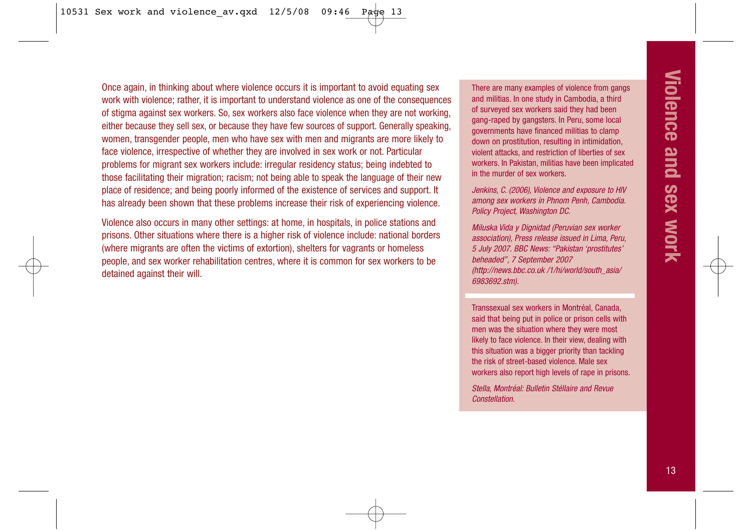Once again, in thinking about where violence occurs it is important to avoid equating sex work with violence; rather, it is important to understand violence as one of the consequences of stigma against sex workers. So, sex workers also face violence when they are not working, either because they sell sex, or because they have few sources of support. Generally speaking, women, transgender people, men who have sex with men and migrants are more likely to face violence, irrespective of whether they are involved in sex work or not. Particular problems for migrant sex workers include: irregular residency status; being indebted to those facilitating their migration; racism; not being able to speak the language of their new place of residence; and being poorly informed of the existence of services and support. It has already been shown that these problems increase their risk of experiencing violence.

Violence also occurs in many other settings: at home, in hospitals, in police stations and prisons. Other situations where there is a higher risk of violence include: national borders (where migrants are often the victims of extortion), shelters for vagrants or homeless people, and sex worker rehabilitation centres, where it is common for sex workers to be detained against their will.

There are many examples of violence from gangs and militias. In one study in Cambodia, a third of surveyed sex workers said they had been gang-raped by gangsters. In Peru, some local governments have financed militias to clamp down on prostitution, resulting in intimidation, violent attacks, and restriction of liberties of sex workers. In Pakistan, militias have been implicated in the murder of sex workers.

*Jenkins, C. (2006), Violence and exposure to HIV among sex workers in Phnom Penh, Cambodia. Policy Project, Washington DC.*

*Miluska Vida y Dignidad (Peruvian sex worker association), Press release issued in Lima, Peru, 5 July 2007. BBC News: "Pakistan 'prostitutes' beheaded", 7 September 2007 (http://news.bbc.co.uk /1/hi/world/south_asia/ 6983692.stm).*

Transsexual sex workers in Montréal, Canada, said that being put in police or prison cells with men was the situation where they were most likely to face violence. In their view, dealing with this situation was a bigger priority than tackling the risk of street-based violence. Male sex workers also report high levels of rape in prisons.

*Stella, Montréal: Bulletin Stéllaire and Revue Constellation.*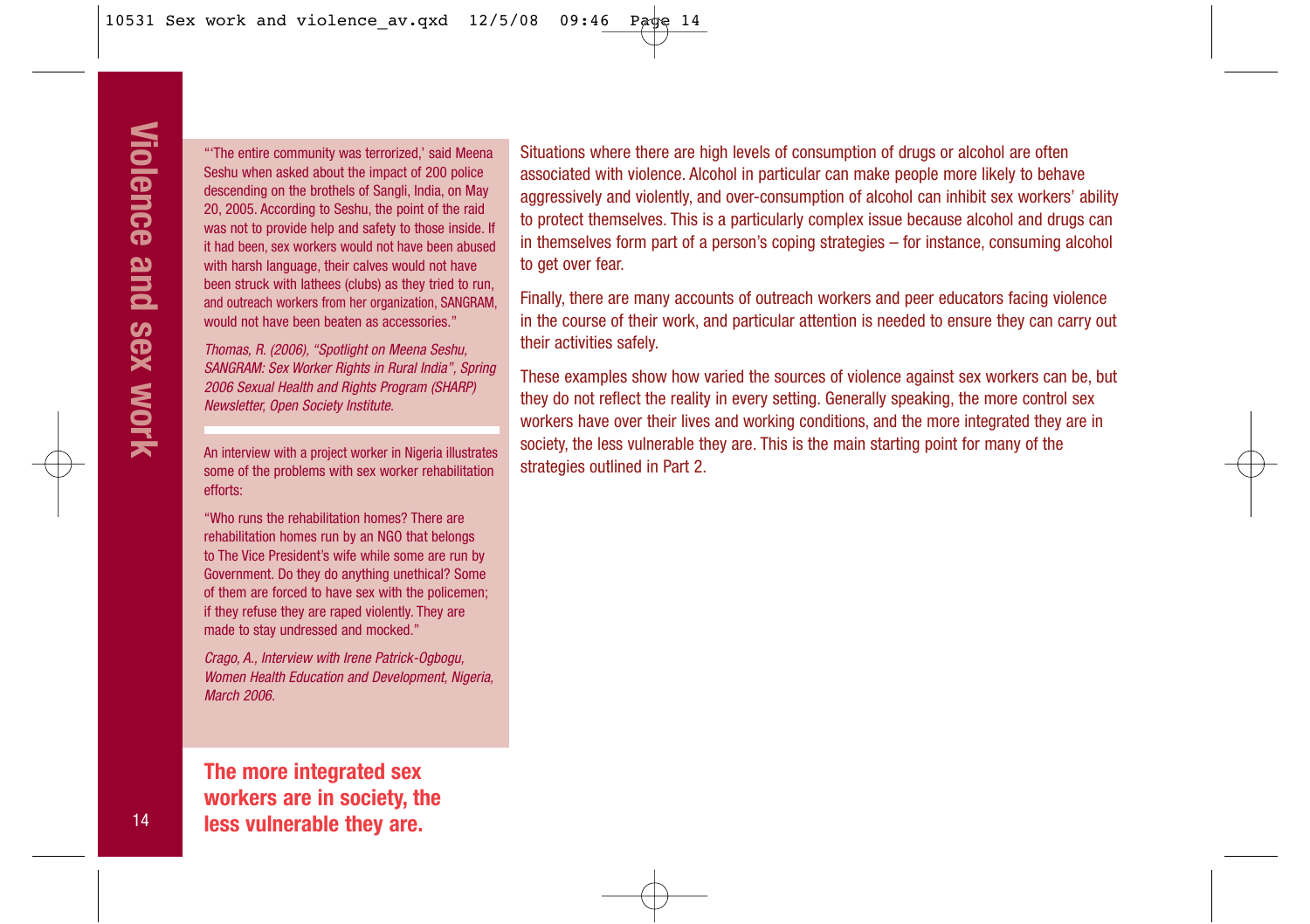"'The entire community was terrorized,' said Meena Seshu when asked about the impact of 200 police descending on the brothels of Sangli, India, on May 20, 2005. According to Seshu, the point of the raid was not to provide help and safety to those inside. If it had been, sex workers would not have been abused with harsh language, their calves would not have been struck with lathees (clubs) as they tried to run, and outreach workers from her organization, SANGRAM, would not have been beaten as accessories."

*Thomas, R. (2006), "Spotlight on Meena Seshu, SANGRAM: Sex Worker Rights in Rural India", Spring 2006 Sexual Health and Rights Program (SHARP) Newsletter, Open Society Institute.*

---

An interview with a project worker in Nigeria illustrates some of the problems with sex worker rehabilitation efforts:

"Who runs the rehabilitation homes? There are rehabilitation homes run by an NGO that belongs to The Vice President's wife while some are run by Government. Do they do anything unethical? Some of them are forced to have sex with the policemen; if they refuse they are raped violently. They are made to stay undressed and mocked."

*Crago, A., Interview with Irene Patrick-Ogbogu, Women Health Education and Development, Nigeria, March 2006.*

---

**The more integrated sex workers are in society, the less vulnerable they are.**

Situations where there are high levels of consumption of drugs or alcohol are often associated with violence. Alcohol in particular can make people more likely to behave aggressively and violently, and over-consumption of alcohol can inhibit sex workers' ability to protect themselves. This is a particularly complex issue because alcohol and drugs can in themselves form part of a person's coping strategies – for instance, consuming alcohol to get over fear.

Finally, there are many accounts of outreach workers and peer educators facing violence in the course of their work, and particular attention is needed to ensure they can carry out their activities safely.

These examples show how varied the sources of violence against sex workers can be, but they do not reflect the reality in every setting. Generally speaking, the more control sex workers have over their lives and working conditions, and the more integrated they are in society, the less vulnerable they are. This is the main starting point for many of the strategies outlined in Part 2.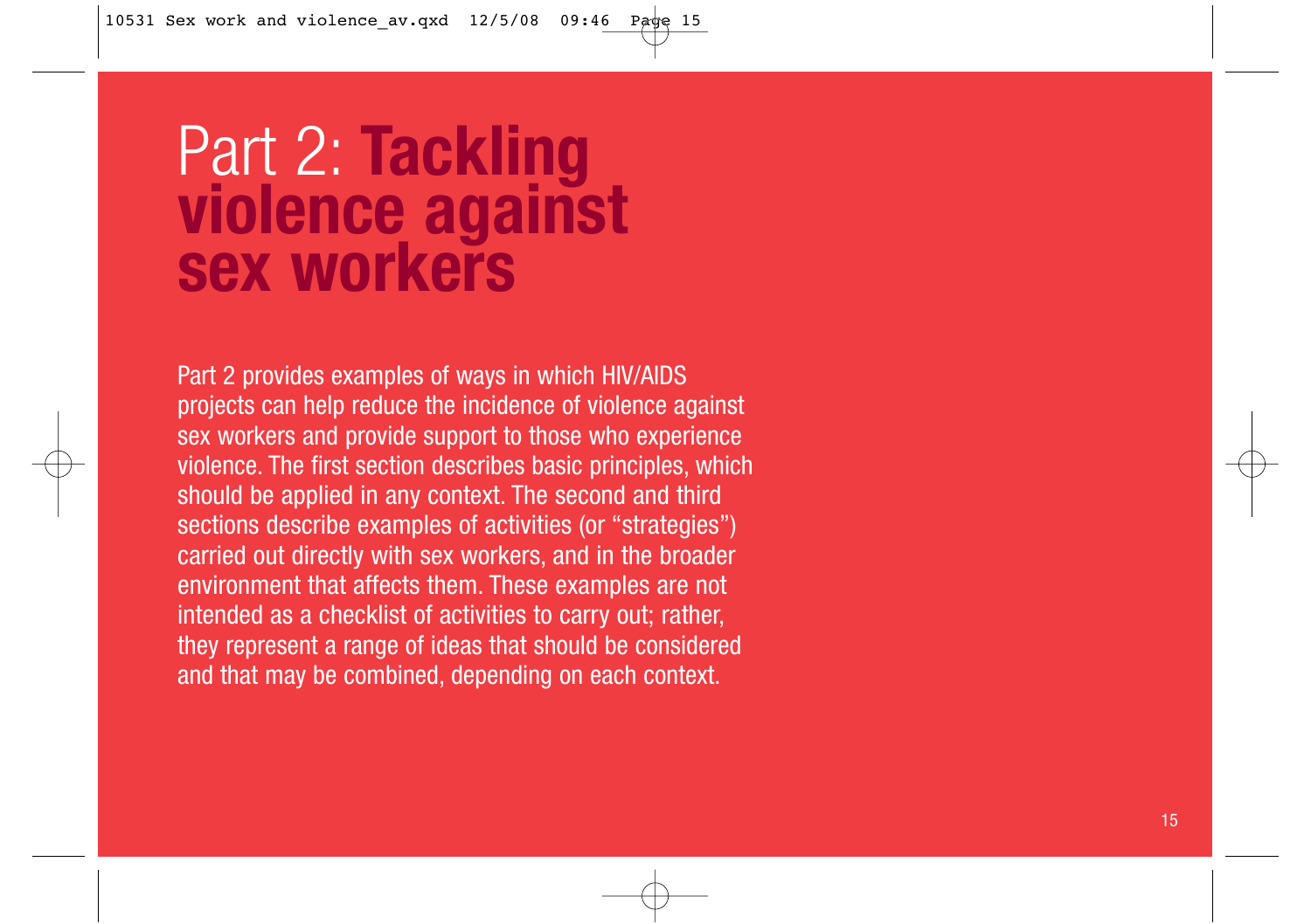# Part 2: Tackling violence against sex workers

Part 2 provides examples of ways in which HIV/AIDS projects can help reduce the incidence of violence against sex workers and provide support to those who experience violence. The first section describes basic principles, which should be applied in any context. The second and third sections describe examples of activities (or "strategies") carried out directly with sex workers, and in the broader environment that affects them. These examples are not intended as a checklist of activities to carry out; rather, they represent a range of ideas that should be considered and that may be combined, depending on each context.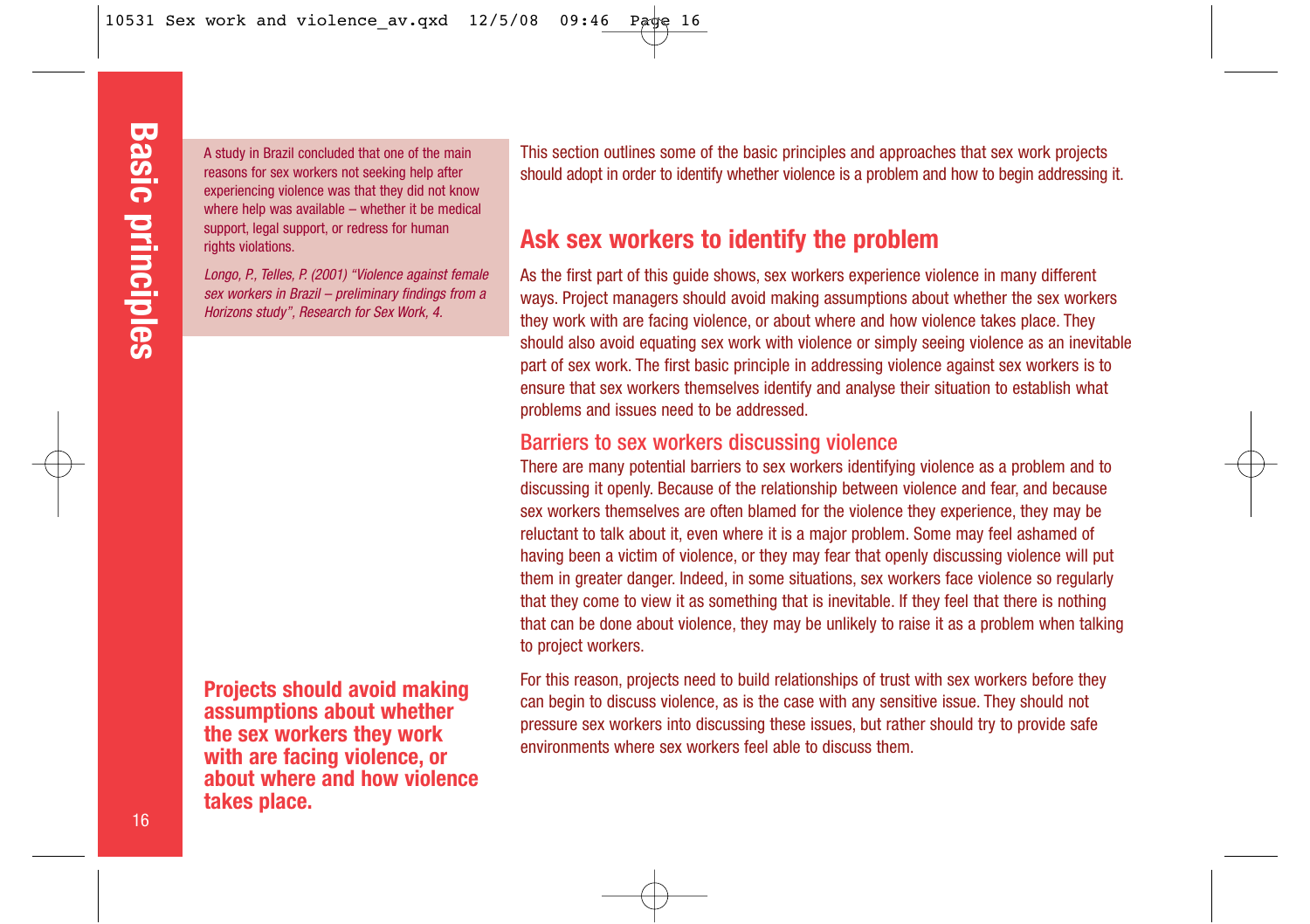A study in Brazil concluded that one of the main reasons for sex workers not seeking help after experiencing violence was that they did not know where help was available – whether it be medical support, legal support, or redress for human rights violations.

*Longo, P., Telles, P. (2001) "Violence against female sex workers in Brazil – preliminary findings from a Horizons study", Research for Sex Work, 4.*

This section outlines some of the basic principles and approaches that sex work projects should adopt in order to identify whether violence is a problem and how to begin addressing it.

## Ask sex workers to identify the problem

As the first part of this guide shows, sex workers experience violence in many different ways. Project managers should avoid making assumptions about whether the sex workers they work with are facing violence, or about where and how violence takes place. They should also avoid equating sex work with violence or simply seeing violence as an inevitable part of sex work. The first basic principle in addressing violence against sex workers is to ensure that sex workers themselves identify and analyse their situation to establish what problems and issues need to be addressed.

### Barriers to sex workers discussing violence

There are many potential barriers to sex workers identifying violence as a problem and to discussing it openly. Because of the relationship between violence and fear, and because sex workers themselves are often blamed for the violence they experience, they may be reluctant to talk about it, even where it is a major problem. Some may feel ashamed of having been a victim of violence, or they may fear that openly discussing violence will put them in greater danger. Indeed, in some situations, sex workers face violence so regularly that they come to view it as something that is inevitable. If they feel that there is nothing that can be done about violence, they may be unlikely to raise it as a problem when talking to project workers.

For this reason, projects need to build relationships of trust with sex workers before they can begin to discuss violence, as is the case with any sensitive issue. They should not pressure sex workers into discussing these issues, but rather should try to provide safe environments where sex workers feel able to discuss them.

**Projects should avoid making assumptions about whether the sex workers they work with are facing violence, or about where and how violence takes place.**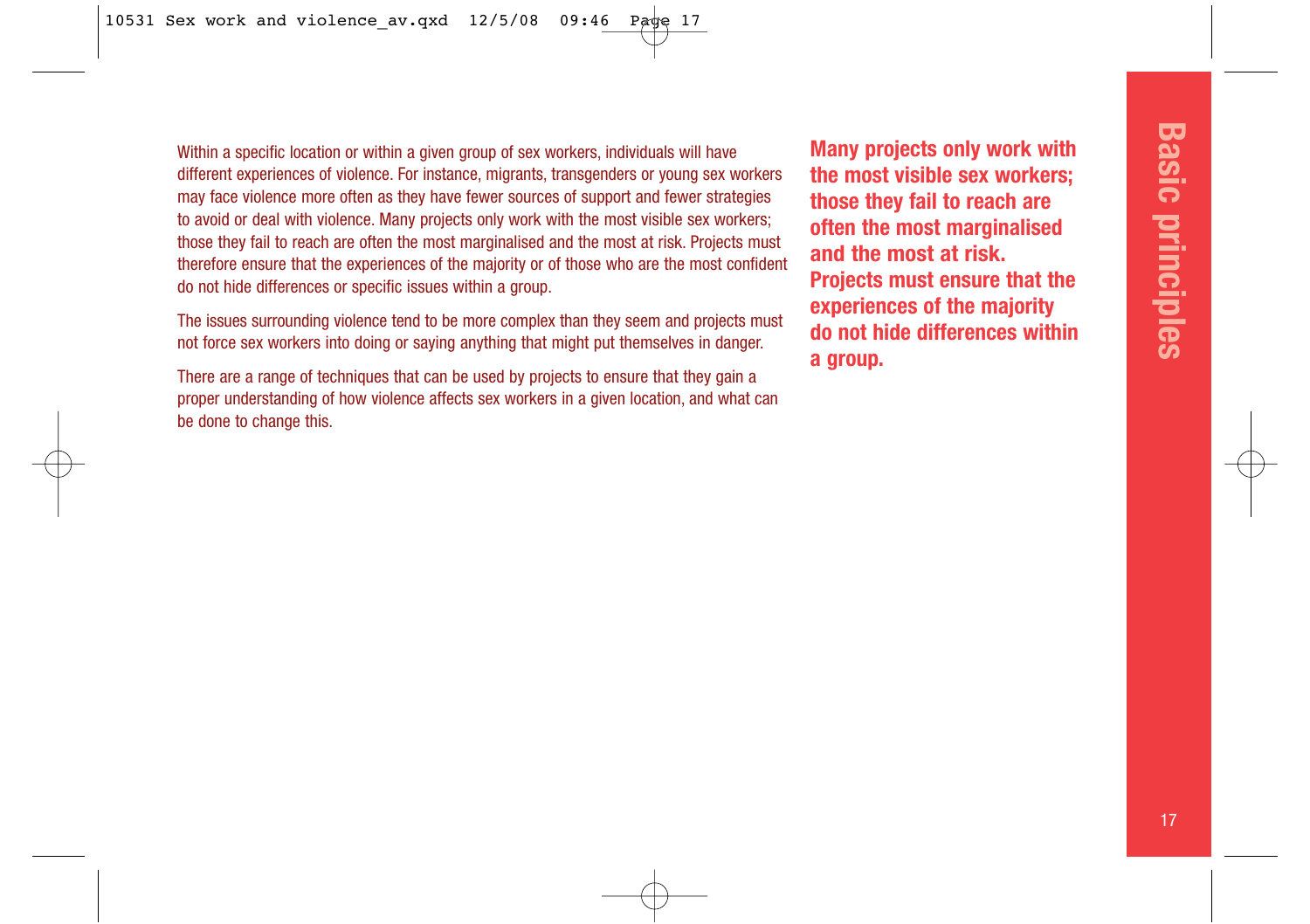Within a specific location or within a given group of sex workers, individuals will have different experiences of violence. For instance, migrants, transgenders or young sex workers may face violence more often as they have fewer sources of support and fewer strategies to avoid or deal with violence. Many projects only work with the most visible sex workers; those they fail to reach are often the most marginalised and the most at risk. Projects must therefore ensure that the experiences of the majority or of those who are the most confident do not hide differences or specific issues within a group.

The issues surrounding violence tend to be more complex than they seem and projects must not force sex workers into doing or saying anything that might put themselves in danger.

There are a range of techniques that can be used by projects to ensure that they gain a proper understanding of how violence affects sex workers in a given location, and what can be done to change this.

**Many projects only work with the most visible sex workers; those they fail to reach are often the most marginalised and the most at risk. Projects must ensure that the experiences of the majority do not hide differences within a group.**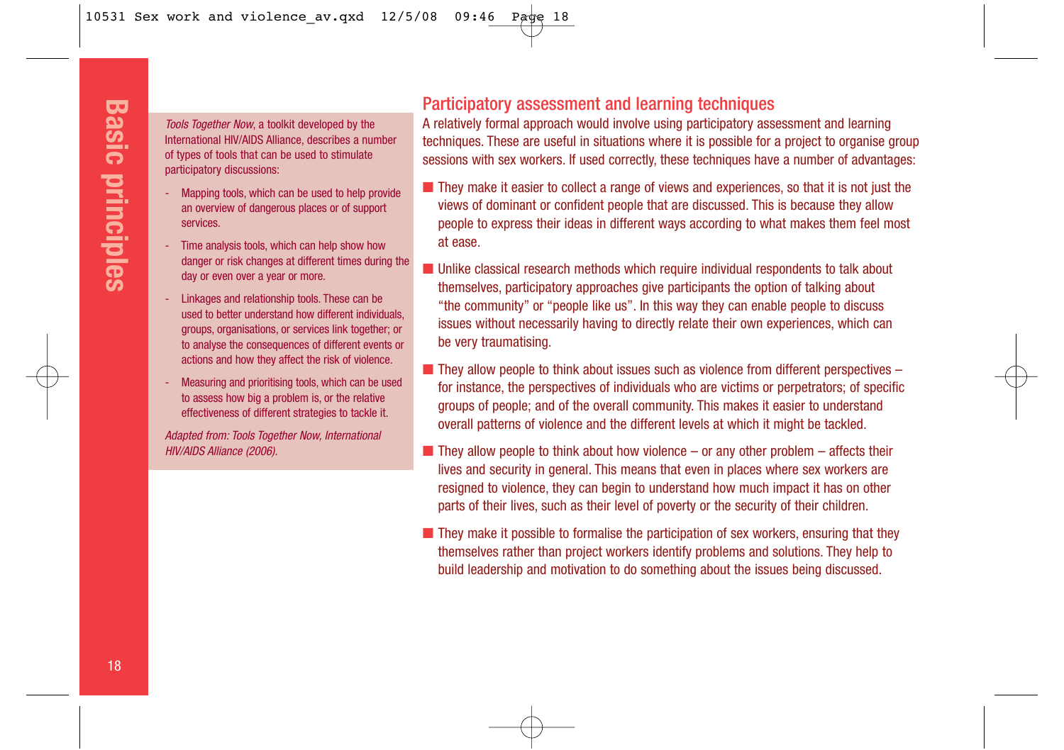*Tools Together Now*, a toolkit developed by the International HIV/AIDS Alliance, describes a number of types of tools that can be used to stimulate participatory discussions:

- Mapping tools, which can be used to help provide an overview of dangerous places or of support services.
- Time analysis tools, which can help show how danger or risk changes at different times during the day or even over a year or more.
- Linkages and relationship tools. These can be used to better understand how different individuals, groups, organisations, or services link together; or to analyse the consequences of different events or actions and how they affect the risk of violence.
- Measuring and prioritising tools, which can be used to assess how big a problem is, or the relative effectiveness of different strategies to tackle it.

*Adapted from: Tools Together Now, International HIV/AIDS Alliance (2006).*

## Participatory assessment and learning techniques

A relatively formal approach would involve using participatory assessment and learning techniques. These are useful in situations where it is possible for a project to organise group sessions with sex workers. If used correctly, these techniques have a number of advantages:

- They make it easier to collect a range of views and experiences, so that it is not just the views of dominant or confident people that are discussed. This is because they allow people to express their ideas in different ways according to what makes them feel most at ease.
- Unlike classical research methods which require individual respondents to talk about themselves, participatory approaches give participants the option of talking about "the community" or "people like us". In this way they can enable people to discuss issues without necessarily having to directly relate their own experiences, which can be very traumatising.
- They allow people to think about issues such as violence from different perspectives – for instance, the perspectives of individuals who are victims or perpetrators; of specific groups of people; and of the overall community. This makes it easier to understand overall patterns of violence and the different levels at which it might be tackled.
- They allow people to think about how violence – or any other problem – affects their lives and security in general. This means that even in places where sex workers are resigned to violence, they can begin to understand how much impact it has on other parts of their lives, such as their level of poverty or the security of their children.
- They make it possible to formalise the participation of sex workers, ensuring that they themselves rather than project workers identify problems and solutions. They help to build leadership and motivation to do something about the issues being discussed.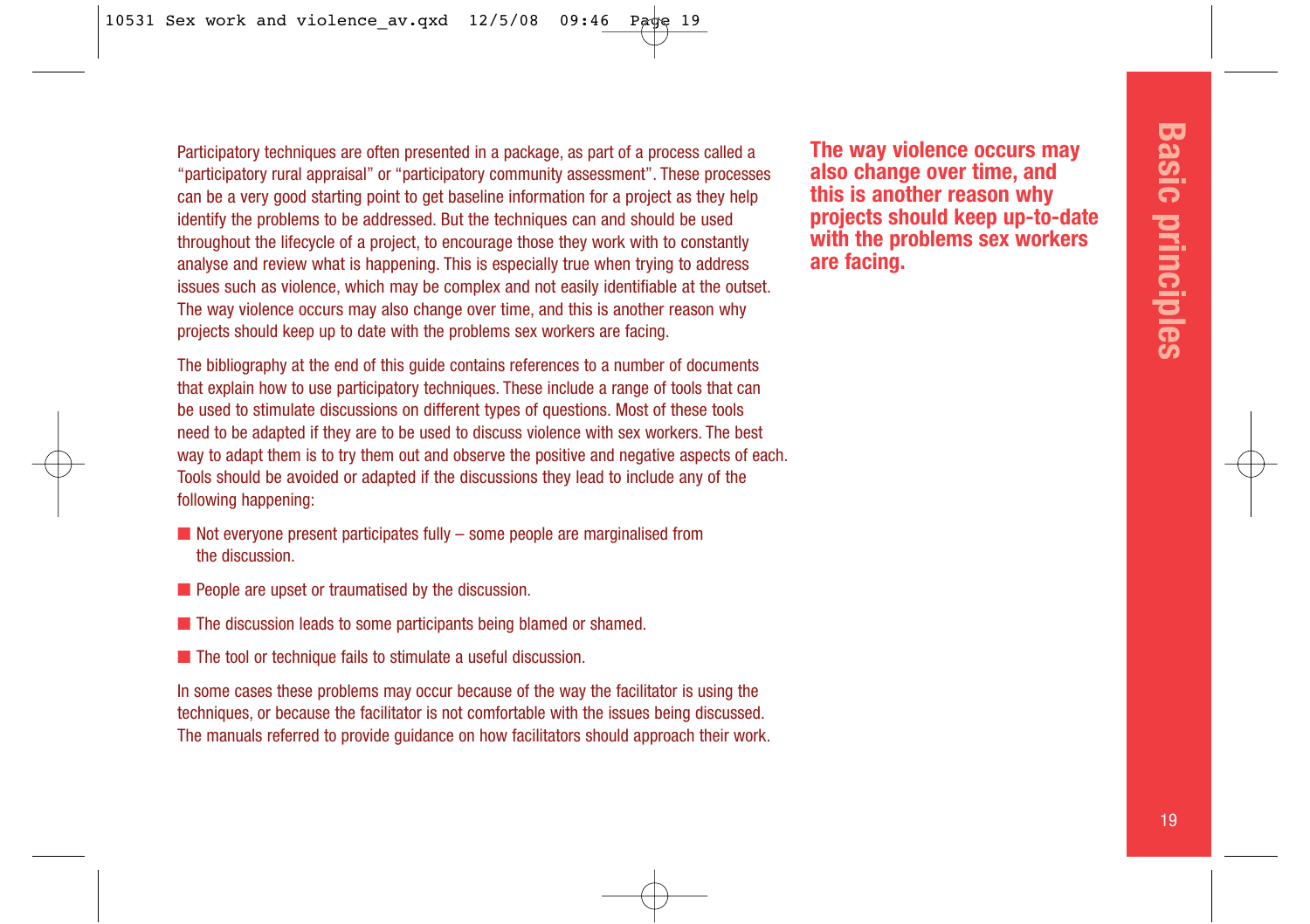Participatory techniques are often presented in a package, as part of a process called a "participatory rural appraisal" or "participatory community assessment". These processes can be a very good starting point to get baseline information for a project as they help identify the problems to be addressed. But the techniques can and should be used throughout the lifecycle of a project, to encourage those they work with to constantly analyse and review what is happening. This is especially true when trying to address issues such as violence, which may be complex and not easily identifiable at the outset. The way violence occurs may also change over time, and this is another reason why projects should keep up to date with the problems sex workers are facing.

**The way violence occurs may also change over time, and this is another reason why projects should keep up-to-date with the problems sex workers are facing.**

The bibliography at the end of this guide contains references to a number of documents that explain how to use participatory techniques. These include a range of tools that can be used to stimulate discussions on different types of questions. Most of these tools need to be adapted if they are to be used to discuss violence with sex workers. The best way to adapt them is to try them out and observe the positive and negative aspects of each. Tools should be avoided or adapted if the discussions they lead to include any of the following happening:

- Not everyone present participates fully – some people are marginalised from the discussion.
- People are upset or traumatised by the discussion.
- The discussion leads to some participants being blamed or shamed.
- The tool or technique fails to stimulate a useful discussion.

In some cases these problems may occur because of the way the facilitator is using the techniques, or because the facilitator is not comfortable with the issues being discussed. The manuals referred to provide guidance on how facilitators should approach their work.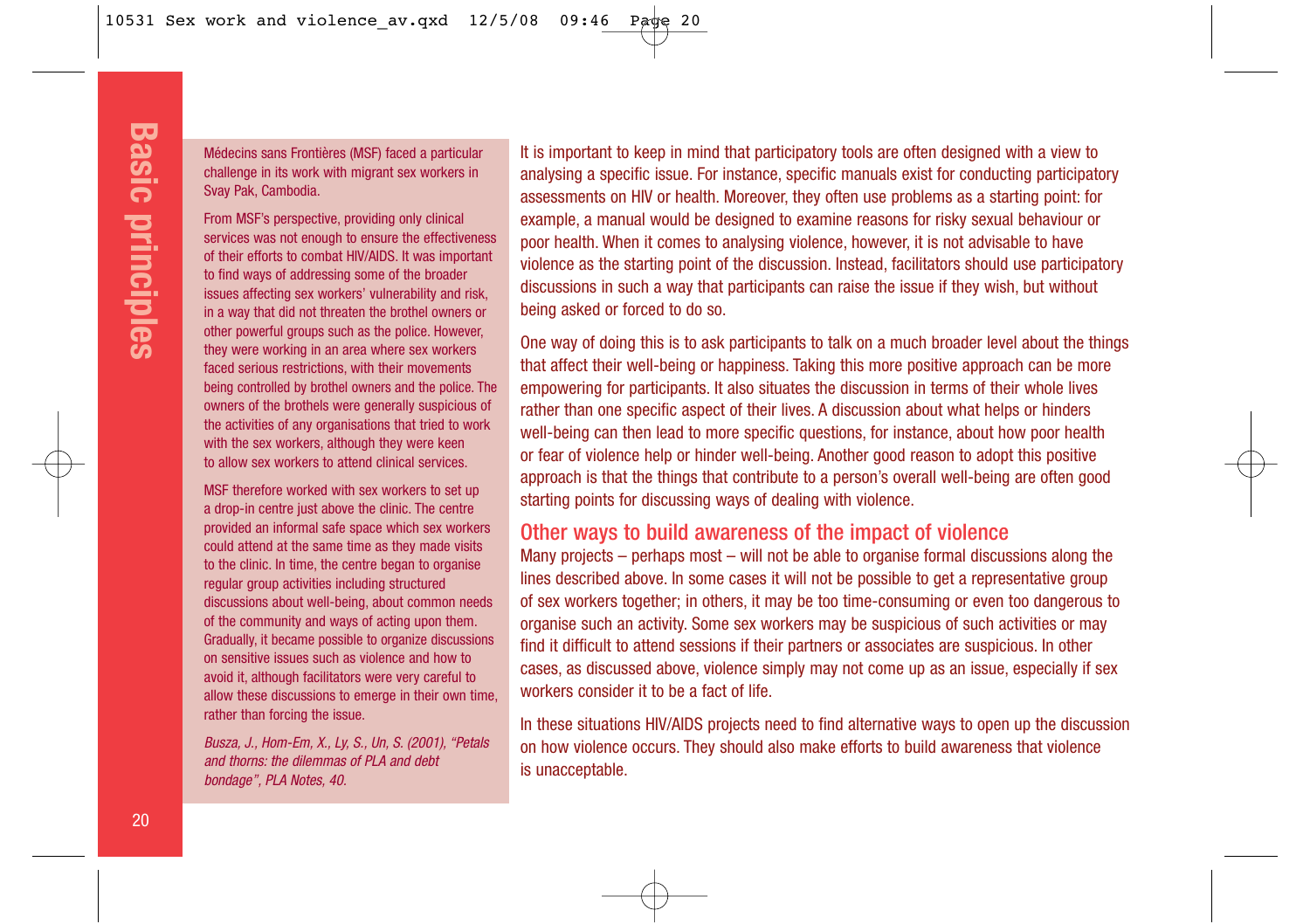Médecins sans Frontières (MSF) faced a particular challenge in its work with migrant sex workers in Svay Pak, Cambodia.

From MSF's perspective, providing only clinical services was not enough to ensure the effectiveness of their efforts to combat HIV/AIDS. It was important to find ways of addressing some of the broader issues affecting sex workers' vulnerability and risk, in a way that did not threaten the brothel owners or other powerful groups such as the police. However, they were working in an area where sex workers faced serious restrictions, with their movements being controlled by brothel owners and the police. The owners of the brothels were generally suspicious of the activities of any organisations that tried to work with the sex workers, although they were keen to allow sex workers to attend clinical services.

MSF therefore worked with sex workers to set up a drop-in centre just above the clinic. The centre provided an informal safe space which sex workers could attend at the same time as they made visits to the clinic. In time, the centre began to organise regular group activities including structured discussions about well-being, about common needs of the community and ways of acting upon them. Gradually, it became possible to organize discussions on sensitive issues such as violence and how to avoid it, although facilitators were very careful to allow these discussions to emerge in their own time, rather than forcing the issue.

*Busza, J., Hom-Em, X., Ly, S., Un, S. (2001), "Petals and thorns: the dilemmas of PLA and debt bondage", PLA Notes, 40.*

It is important to keep in mind that participatory tools are often designed with a view to analysing a specific issue. For instance, specific manuals exist for conducting participatory assessments on HIV or health. Moreover, they often use problems as a starting point: for example, a manual would be designed to examine reasons for risky sexual behaviour or poor health. When it comes to analysing violence, however, it is not advisable to have violence as the starting point of the discussion. Instead, facilitators should use participatory discussions in such a way that participants can raise the issue if they wish, but without being asked or forced to do so.

One way of doing this is to ask participants to talk on a much broader level about the things that affect their well-being or happiness. Taking this more positive approach can be more empowering for participants. It also situates the discussion in terms of their whole lives rather than one specific aspect of their lives. A discussion about what helps or hinders well-being can then lead to more specific questions, for instance, about how poor health or fear of violence help or hinder well-being. Another good reason to adopt this positive approach is that the things that contribute to a person's overall well-being are often good starting points for discussing ways of dealing with violence.

## Other ways to build awareness of the impact of violence

Many projects – perhaps most – will not be able to organise formal discussions along the lines described above. In some cases it will not be possible to get a representative group of sex workers together; in others, it may be too time-consuming or even too dangerous to organise such an activity. Some sex workers may be suspicious of such activities or may find it difficult to attend sessions if their partners or associates are suspicious. In other cases, as discussed above, violence simply may not come up as an issue, especially if sex workers consider it to be a fact of life.

In these situations HIV/AIDS projects need to find alternative ways to open up the discussion on how violence occurs. They should also make efforts to build awareness that violence is unacceptable.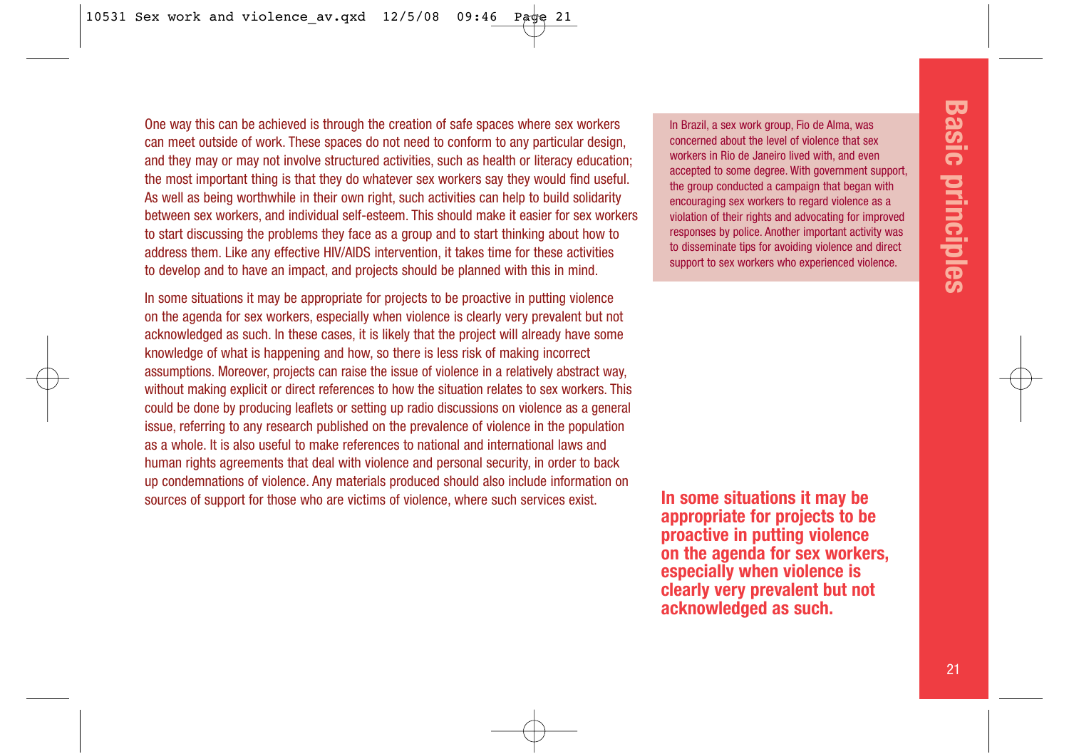One way this can be achieved is through the creation of safe spaces where sex workers can meet outside of work. These spaces do not need to conform to any particular design, and they may or may not involve structured activities, such as health or literacy education; the most important thing is that they do whatever sex workers say they would find useful. As well as being worthwhile in their own right, such activities can help to build solidarity between sex workers, and individual self-esteem. This should make it easier for sex workers to start discussing the problems they face as a group and to start thinking about how to address them. Like any effective HIV/AIDS intervention, it takes time for these activities to develop and to have an impact, and projects should be planned with this in mind.

In some situations it may be appropriate for projects to be proactive in putting violence on the agenda for sex workers, especially when violence is clearly very prevalent but not acknowledged as such. In these cases, it is likely that the project will already have some knowledge of what is happening and how, so there is less risk of making incorrect assumptions. Moreover, projects can raise the issue of violence in a relatively abstract way, without making explicit or direct references to how the situation relates to sex workers. This could be done by producing leaflets or setting up radio discussions on violence as a general issue, referring to any research published on the prevalence of violence in the population as a whole. It is also useful to make references to national and international laws and human rights agreements that deal with violence and personal security, in order to back up condemnations of violence. Any materials produced should also include information on sources of support for those who are victims of violence, where such services exist.

> In Brazil, a sex work group, Fio de Alma, was concerned about the level of violence that sex workers in Rio de Janeiro lived with, and even accepted to some degree. With government support, the group conducted a campaign that began with encouraging sex workers to regard violence as a violation of their rights and advocating for improved responses by police. Another important activity was to disseminate tips for avoiding violence and direct support to sex workers who experienced violence.

**In some situations it may be appropriate for projects to be proactive in putting violence on the agenda for sex workers, especially when violence is clearly very prevalent but not acknowledged as such.**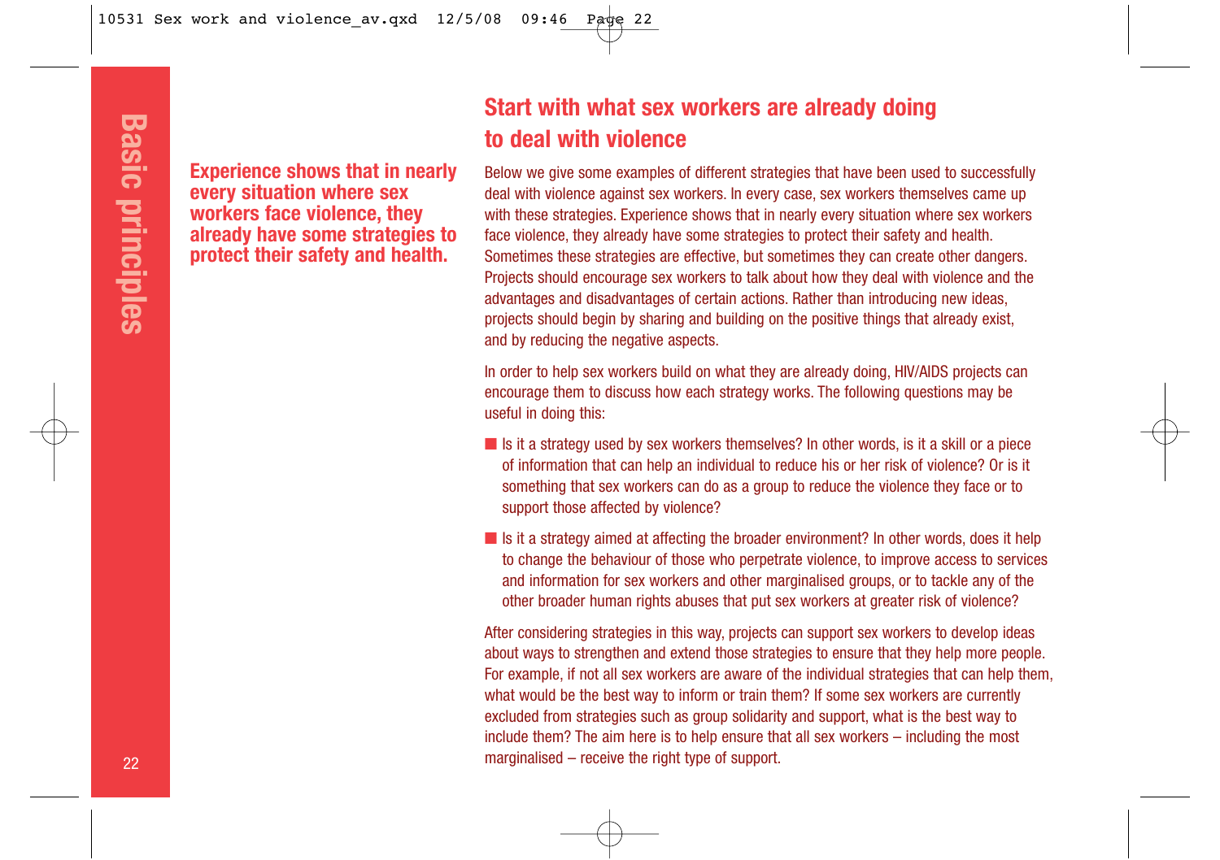## Start with what sex workers are already doing to deal with violence

**Experience shows that in nearly every situation where sex workers face violence, they already have some strategies to protect their safety and health.**

Below we give some examples of different strategies that have been used to successfully deal with violence against sex workers. In every case, sex workers themselves came up with these strategies. Experience shows that in nearly every situation where sex workers face violence, they already have some strategies to protect their safety and health. Sometimes these strategies are effective, but sometimes they can create other dangers. Projects should encourage sex workers to talk about how they deal with violence and the advantages and disadvantages of certain actions. Rather than introducing new ideas, projects should begin by sharing and building on the positive things that already exist, and by reducing the negative aspects.

In order to help sex workers build on what they are already doing, HIV/AIDS projects can encourage them to discuss how each strategy works. The following questions may be useful in doing this:

- Is it a strategy used by sex workers themselves? In other words, is it a skill or a piece of information that can help an individual to reduce his or her risk of violence? Or is it something that sex workers can do as a group to reduce the violence they face or to support those affected by violence?
- Is it a strategy aimed at affecting the broader environment? In other words, does it help to change the behaviour of those who perpetrate violence, to improve access to services and information for sex workers and other marginalised groups, or to tackle any of the other broader human rights abuses that put sex workers at greater risk of violence?

After considering strategies in this way, projects can support sex workers to develop ideas about ways to strengthen and extend those strategies to ensure that they help more people. For example, if not all sex workers are aware of the individual strategies that can help them, what would be the best way to inform or train them? If some sex workers are currently excluded from strategies such as group solidarity and support, what is the best way to include them? The aim here is to help ensure that all sex workers – including the most marginalised – receive the right type of support.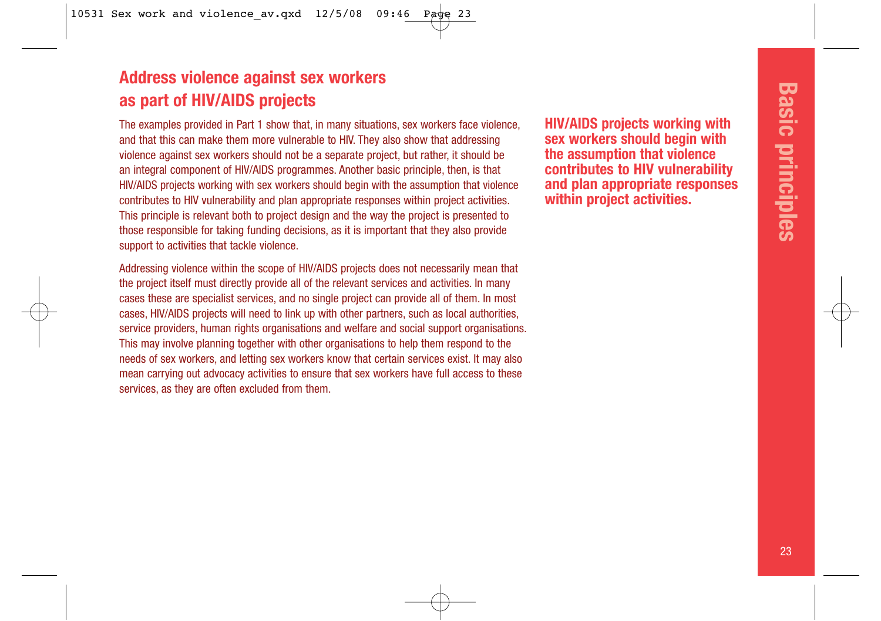## Address violence against sex workers as part of HIV/AIDS projects

The examples provided in Part 1 show that, in many situations, sex workers face violence, and that this can make them more vulnerable to HIV. They also show that addressing violence against sex workers should not be a separate project, but rather, it should be an integral component of HIV/AIDS programmes. Another basic principle, then, is that HIV/AIDS projects working with sex workers should begin with the assumption that violence contributes to HIV vulnerability and plan appropriate responses within project activities. This principle is relevant both to project design and the way the project is presented to those responsible for taking funding decisions, as it is important that they also provide support to activities that tackle violence.

Addressing violence within the scope of HIV/AIDS projects does not necessarily mean that the project itself must directly provide all of the relevant services and activities. In many cases these are specialist services, and no single project can provide all of them. In most cases, HIV/AIDS projects will need to link up with other partners, such as local authorities, service providers, human rights organisations and welfare and social support organisations. This may involve planning together with other organisations to help them respond to the needs of sex workers, and letting sex workers know that certain services exist. It may also mean carrying out advocacy activities to ensure that sex workers have full access to these services, as they are often excluded from them.

**HIV/AIDS projects working with sex workers should begin with the assumption that violence contributes to HIV vulnerability and plan appropriate responses within project activities.**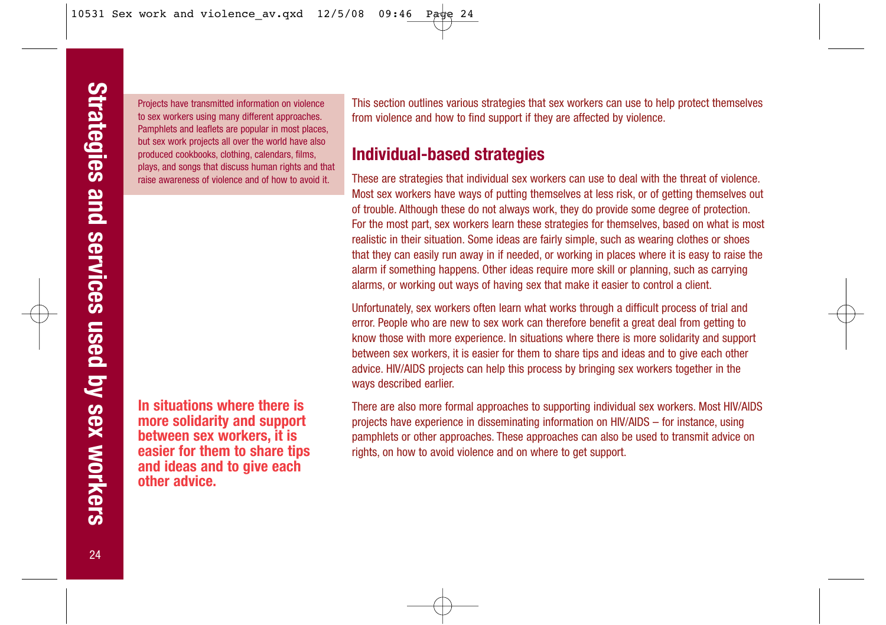Projects have transmitted information on violence to sex workers using many different approaches. Pamphlets and leaflets are popular in most places, but sex work projects all over the world have also produced cookbooks, clothing, calendars, films, plays, and songs that discuss human rights and that raise awareness of violence and of how to avoid it.

This section outlines various strategies that sex workers can use to help protect themselves from violence and how to find support if they are affected by violence.

## Individual-based strategies

These are strategies that individual sex workers can use to deal with the threat of violence. Most sex workers have ways of putting themselves at less risk, or of getting themselves out of trouble. Although these do not always work, they do provide some degree of protection. For the most part, sex workers learn these strategies for themselves, based on what is most realistic in their situation. Some ideas are fairly simple, such as wearing clothes or shoes that they can easily run away in if needed, or working in places where it is easy to raise the alarm if something happens. Other ideas require more skill or planning, such as carrying alarms, or working out ways of having sex that make it easier to control a client.

Unfortunately, sex workers often learn what works through a difficult process of trial and error. People who are new to sex work can therefore benefit a great deal from getting to know those with more experience. In situations where there is more solidarity and support between sex workers, it is easier for them to share tips and ideas and to give each other advice. HIV/AIDS projects can help this process by bringing sex workers together in the ways described earlier.

**In situations where there is more solidarity and support between sex workers, it is easier for them to share tips and ideas and to give each other advice.**

There are also more formal approaches to supporting individual sex workers. Most HIV/AIDS projects have experience in disseminating information on HIV/AIDS – for instance, using pamphlets or other approaches. These approaches can also be used to transmit advice on rights, on how to avoid violence and on where to get support.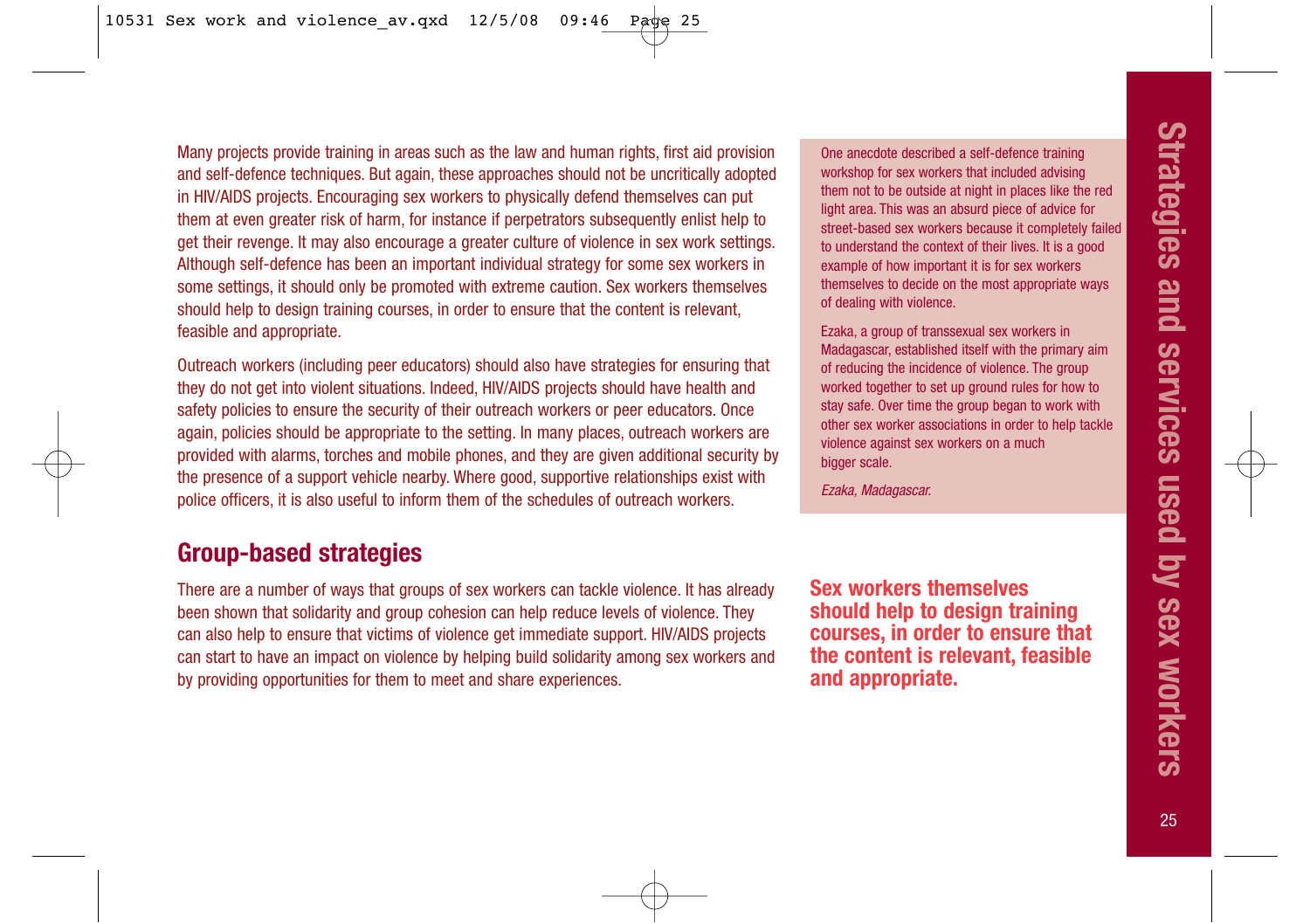Many projects provide training in areas such as the law and human rights, first aid provision and self-defence techniques. But again, these approaches should not be uncritically adopted in HIV/AIDS projects. Encouraging sex workers to physically defend themselves can put them at even greater risk of harm, for instance if perpetrators subsequently enlist help to get their revenge. It may also encourage a greater culture of violence in sex work settings. Although self-defence has been an important individual strategy for some sex workers in some settings, it should only be promoted with extreme caution. Sex workers themselves should help to design training courses, in order to ensure that the content is relevant, feasible and appropriate.

Outreach workers (including peer educators) should also have strategies for ensuring that they do not get into violent situations. Indeed, HIV/AIDS projects should have health and safety policies to ensure the security of their outreach workers or peer educators. Once again, policies should be appropriate to the setting. In many places, outreach workers are provided with alarms, torches and mobile phones, and they are given additional security by the presence of a support vehicle nearby. Where good, supportive relationships exist with police officers, it is also useful to inform them of the schedules of outreach workers.

> One anecdote described a self-defence training workshop for sex workers that included advising them not to be outside at night in places like the red light area. This was an absurd piece of advice for street-based sex workers because it completely failed to understand the context of their lives. It is a good example of how important it is for sex workers themselves to decide on the most appropriate ways of dealing with violence.
>
> Ezaka, a group of transsexual sex workers in Madagascar, established itself with the primary aim of reducing the incidence of violence. The group worked together to set up ground rules for how to stay safe. Over time the group began to work with other sex worker associations in order to help tackle violence against sex workers on a much bigger scale.
>
> *Ezaka, Madagascar.*

## Group-based strategies

There are a number of ways that groups of sex workers can tackle violence. It has already been shown that solidarity and group cohesion can help reduce levels of violence. They can also help to ensure that victims of violence get immediate support. HIV/AIDS projects can start to have an impact on violence by helping build solidarity among sex workers and by providing opportunities for them to meet and share experiences.

**Sex workers themselves should help to design training courses, in order to ensure that the content is relevant, feasible and appropriate.**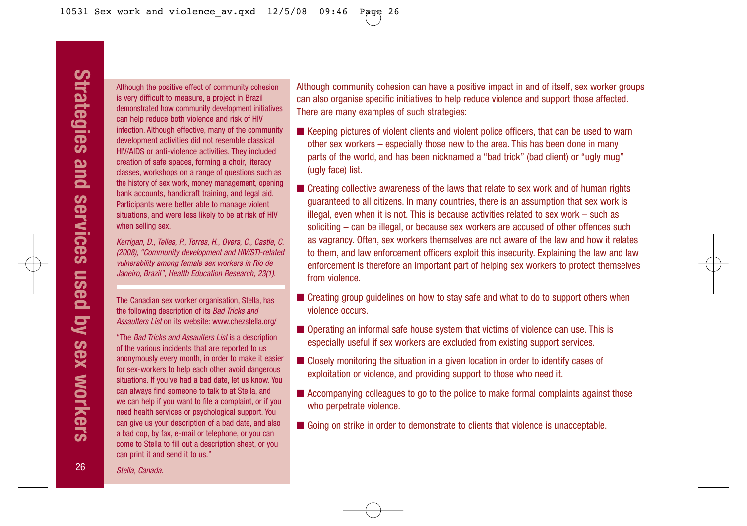Although the positive effect of community cohesion is very difficult to measure, a project in Brazil demonstrated how community development initiatives can help reduce both violence and risk of HIV infection. Although effective, many of the community development activities did not resemble classical HIV/AIDS or anti-violence activities. They included creation of safe spaces, forming a choir, literacy classes, workshops on a range of questions such as the history of sex work, money management, opening bank accounts, handicraft training, and legal aid. Participants were better able to manage violent situations, and were less likely to be at risk of HIV when selling sex.

*Kerrigan, D., Telles, P., Torres, H., Overs, C., Castle, C. (2008), "Community development and HIV/STI-related vulnerability among female sex workers in Rio de Janeiro, Brazil", Health Education Research, 23(1).*

The Canadian sex worker organisation, Stella, has the following description of its *Bad Tricks and Assaulters List* on its website: www.chezstella.org/

"The *Bad Tricks and Assaulters List* is a description of the various incidents that are reported to us anonymously every month, in order to make it easier for sex-workers to help each other avoid dangerous situations. If you've had a bad date, let us know. You can always find someone to talk to at Stella, and we can help if you want to file a complaint, or if you need health services or psychological support. You can give us your description of a bad date, and also a bad cop, by fax, e-mail or telephone, or you can come to Stella to fill out a description sheet, or you can print it and send it to us."

*Stella, Canada.*

Although community cohesion can have a positive impact in and of itself, sex worker groups can also organise specific initiatives to help reduce violence and support those affected. There are many examples of such strategies:

- Keeping pictures of violent clients and violent police officers, that can be used to warn other sex workers – especially those new to the area. This has been done in many parts of the world, and has been nicknamed a "bad trick" (bad client) or "ugly mug" (ugly face) list.
- Creating collective awareness of the laws that relate to sex work and of human rights guaranteed to all citizens. In many countries, there is an assumption that sex work is illegal, even when it is not. This is because activities related to sex work – such as soliciting – can be illegal, or because sex workers are accused of other offences such as vagrancy. Often, sex workers themselves are not aware of the law and how it relates to them, and law enforcement officers exploit this insecurity. Explaining the law and law enforcement is therefore an important part of helping sex workers to protect themselves from violence.
- Creating group guidelines on how to stay safe and what to do to support others when violence occurs.
- Operating an informal safe house system that victims of violence can use. This is especially useful if sex workers are excluded from existing support services.
- Closely monitoring the situation in a given location in order to identify cases of exploitation or violence, and providing support to those who need it.
- Accompanying colleagues to go to the police to make formal complaints against those who perpetrate violence.
- Going on strike in order to demonstrate to clients that violence is unacceptable.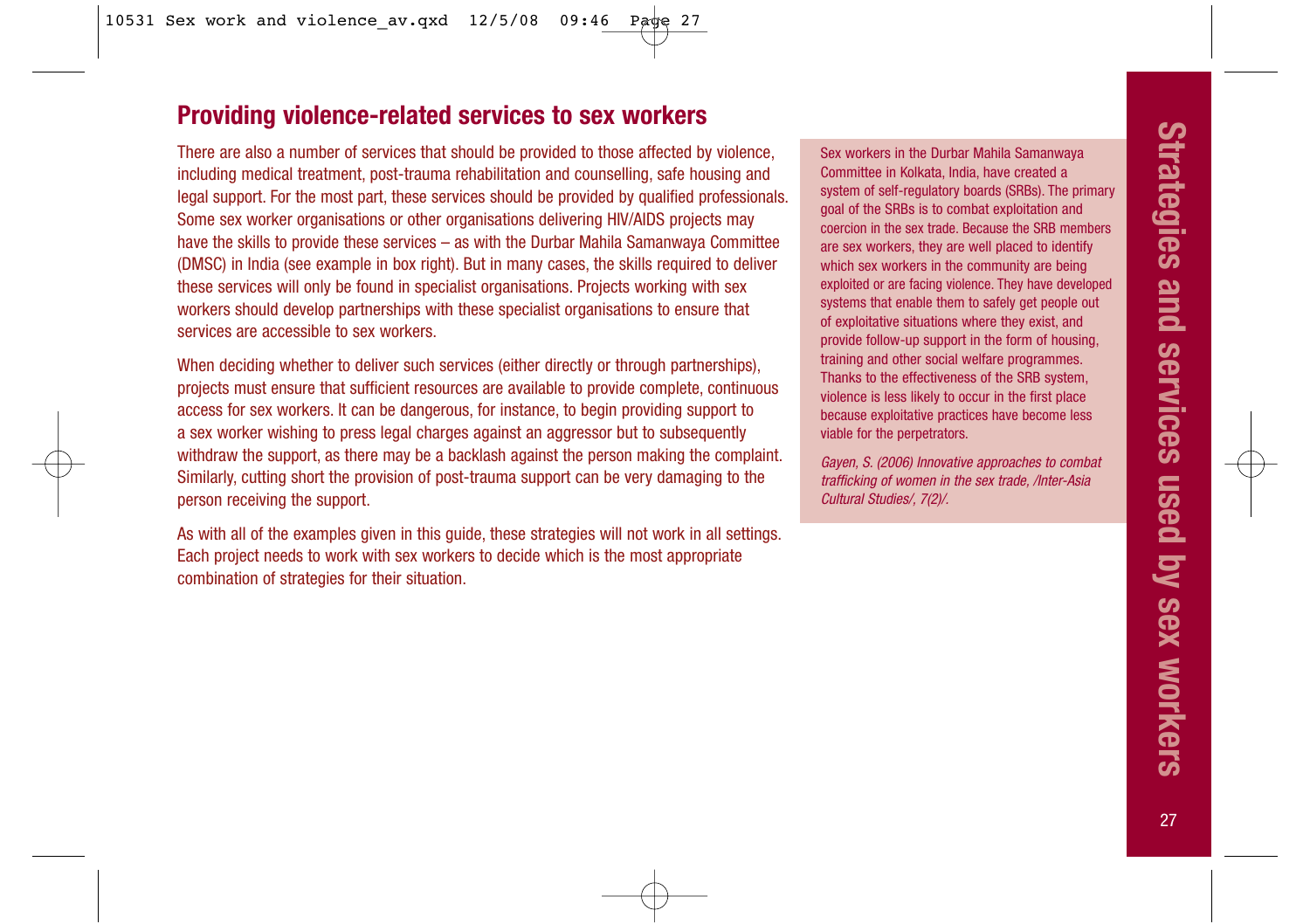## Providing violence-related services to sex workers

There are also a number of services that should be provided to those affected by violence, including medical treatment, post-trauma rehabilitation and counselling, safe housing and legal support. For the most part, these services should be provided by qualified professionals. Some sex worker organisations or other organisations delivering HIV/AIDS projects may have the skills to provide these services – as with the Durbar Mahila Samanwaya Committee (DMSC) in India (see example in box right). But in many cases, the skills required to deliver these services will only be found in specialist organisations. Projects working with sex workers should develop partnerships with these specialist organisations to ensure that services are accessible to sex workers.

When deciding whether to deliver such services (either directly or through partnerships), projects must ensure that sufficient resources are available to provide complete, continuous access for sex workers. It can be dangerous, for instance, to begin providing support to a sex worker wishing to press legal charges against an aggressor but to subsequently withdraw the support, as there may be a backlash against the person making the complaint. Similarly, cutting short the provision of post-trauma support can be very damaging to the person receiving the support.

As with all of the examples given in this guide, these strategies will not work in all settings. Each project needs to work with sex workers to decide which is the most appropriate combination of strategies for their situation.

Sex workers in the Durbar Mahila Samanwaya Committee in Kolkata, India, have created a system of self-regulatory boards (SRBs). The primary goal of the SRBs is to combat exploitation and coercion in the sex trade. Because the SRB members are sex workers, they are well placed to identify which sex workers in the community are being exploited or are facing violence. They have developed systems that enable them to safely get people out of exploitative situations where they exist, and provide follow-up support in the form of housing, training and other social welfare programmes. Thanks to the effectiveness of the SRB system, violence is less likely to occur in the first place because exploitative practices have become less viable for the perpetrators.

*Gayen, S. (2006) Innovative approaches to combat trafficking of women in the sex trade, /Inter-Asia Cultural Studies/, 7(2)/.*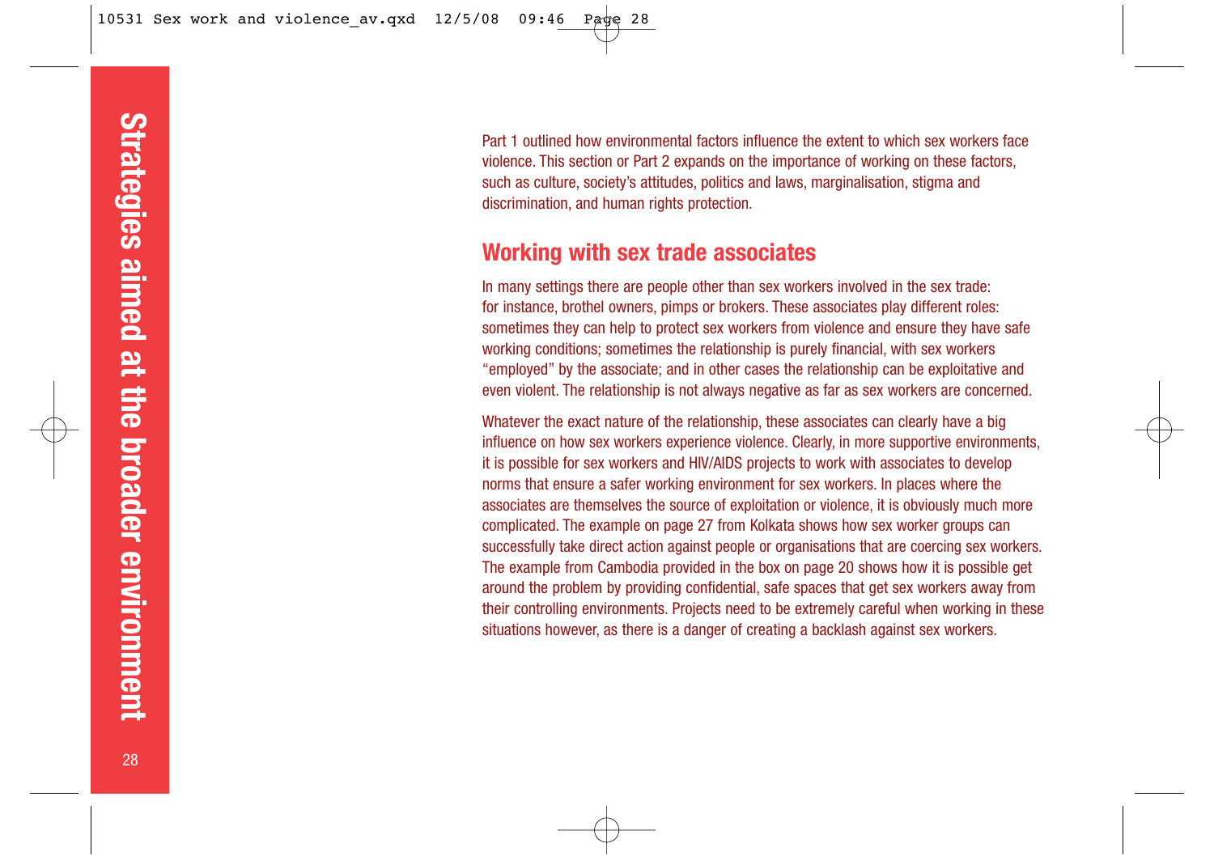Part 1 outlined how environmental factors influence the extent to which sex workers face violence. This section or Part 2 expands on the importance of working on these factors, such as culture, society's attitudes, politics and laws, marginalisation, stigma and discrimination, and human rights protection.

## Working with sex trade associates

In many settings there are people other than sex workers involved in the sex trade: for instance, brothel owners, pimps or brokers. These associates play different roles: sometimes they can help to protect sex workers from violence and ensure they have safe working conditions; sometimes the relationship is purely financial, with sex workers "employed" by the associate; and in other cases the relationship can be exploitative and even violent. The relationship is not always negative as far as sex workers are concerned.

Whatever the exact nature of the relationship, these associates can clearly have a big influence on how sex workers experience violence. Clearly, in more supportive environments, it is possible for sex workers and HIV/AIDS projects to work with associates to develop norms that ensure a safer working environment for sex workers. In places where the associates are themselves the source of exploitation or violence, it is obviously much more complicated. The example on page 27 from Kolkata shows how sex worker groups can successfully take direct action against people or organisations that are coercing sex workers. The example from Cambodia provided in the box on page 20 shows how it is possible get around the problem by providing confidential, safe spaces that get sex workers away from their controlling environments. Projects need to be extremely careful when working in these situations however, as there is a danger of creating a backlash against sex workers.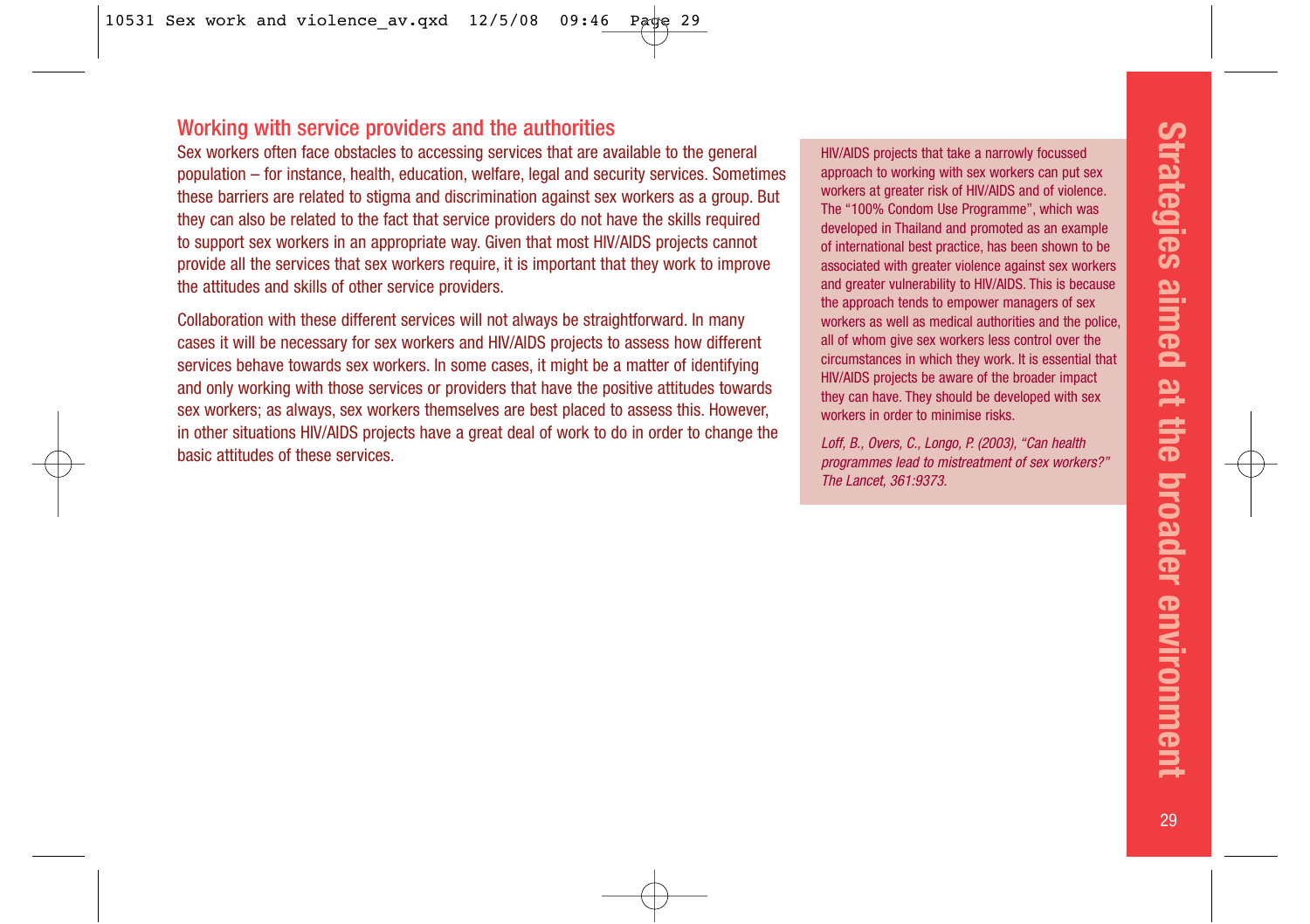## Working with service providers and the authorities

Sex workers often face obstacles to accessing services that are available to the general population – for instance, health, education, welfare, legal and security services. Sometimes these barriers are related to stigma and discrimination against sex workers as a group. But they can also be related to the fact that service providers do not have the skills required to support sex workers in an appropriate way. Given that most HIV/AIDS projects cannot provide all the services that sex workers require, it is important that they work to improve the attitudes and skills of other service providers.

Collaboration with these different services will not always be straightforward. In many cases it will be necessary for sex workers and HIV/AIDS projects to assess how different services behave towards sex workers. In some cases, it might be a matter of identifying and only working with those services or providers that have the positive attitudes towards sex workers; as always, sex workers themselves are best placed to assess this. However, in other situations HIV/AIDS projects have a great deal of work to do in order to change the basic attitudes of these services.

HIV/AIDS projects that take a narrowly focussed approach to working with sex workers can put sex workers at greater risk of HIV/AIDS and of violence. The "100% Condom Use Programme", which was developed in Thailand and promoted as an example of international best practice, has been shown to be associated with greater violence against sex workers and greater vulnerability to HIV/AIDS. This is because the approach tends to empower managers of sex workers as well as medical authorities and the police, all of whom give sex workers less control over the circumstances in which they work. It is essential that HIV/AIDS projects be aware of the broader impact they can have. They should be developed with sex workers in order to minimise risks.

*Loff, B., Overs, C., Longo, P. (2003), "Can health programmes lead to mistreatment of sex workers?" The Lancet, 361:9373.*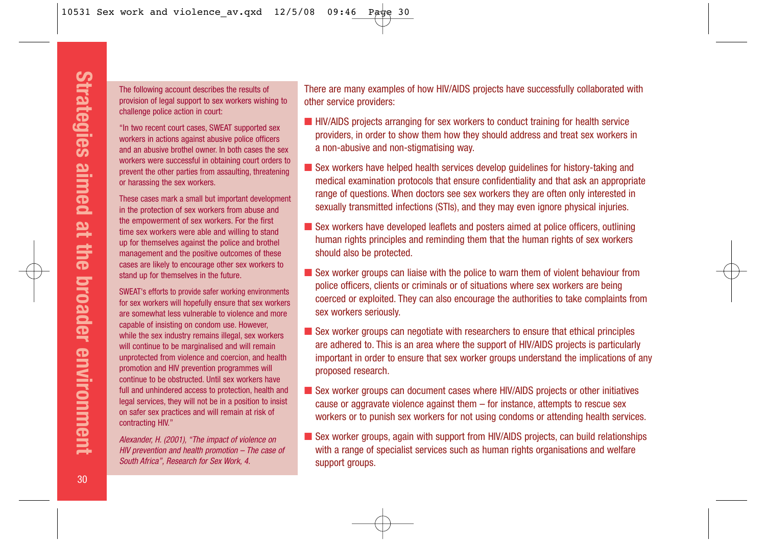The following account describes the results of provision of legal support to sex workers wishing to challenge police action in court:

"In two recent court cases, SWEAT supported sex workers in actions against abusive police officers and an abusive brothel owner. In both cases the sex workers were successful in obtaining court orders to prevent the other parties from assaulting, threatening or harassing the sex workers.

These cases mark a small but important development in the protection of sex workers from abuse and the empowerment of sex workers. For the first time sex workers were able and willing to stand up for themselves against the police and brothel management and the positive outcomes of these cases are likely to encourage other sex workers to stand up for themselves in the future.

SWEAT's efforts to provide safer working environments for sex workers will hopefully ensure that sex workers are somewhat less vulnerable to violence and more capable of insisting on condom use. However, while the sex industry remains illegal, sex workers will continue to be marginalised and will remain unprotected from violence and coercion, and health promotion and HIV prevention programmes will continue to be obstructed. Until sex workers have full and unhindered access to protection, health and legal services, they will not be in a position to insist on safer sex practices and will remain at risk of contracting HIV."

*Alexander, H. (2001), "The impact of violence on HIV prevention and health promotion – The case of South Africa", Research for Sex Work, 4.*

There are many examples of how HIV/AIDS projects have successfully collaborated with other service providers:

- HIV/AIDS projects arranging for sex workers to conduct training for health service providers, in order to show them how they should address and treat sex workers in a non-abusive and non-stigmatising way.
- Sex workers have helped health services develop guidelines for history-taking and medical examination protocols that ensure confidentiality and that ask an appropriate range of questions. When doctors see sex workers they are often only interested in sexually transmitted infections (STIs), and they may even ignore physical injuries.
- Sex workers have developed leaflets and posters aimed at police officers, outlining human rights principles and reminding them that the human rights of sex workers should also be protected.
- Sex worker groups can liaise with the police to warn them of violent behaviour from police officers, clients or criminals or of situations where sex workers are being coerced or exploited. They can also encourage the authorities to take complaints from sex workers seriously.
- Sex worker groups can negotiate with researchers to ensure that ethical principles are adhered to. This is an area where the support of HIV/AIDS projects is particularly important in order to ensure that sex worker groups understand the implications of any proposed research.
- Sex worker groups can document cases where HIV/AIDS projects or other initiatives cause or aggravate violence against them – for instance, attempts to rescue sex workers or to punish sex workers for not using condoms or attending health services.
- Sex worker groups, again with support from HIV/AIDS projects, can build relationships with a range of specialist services such as human rights organisations and welfare support groups.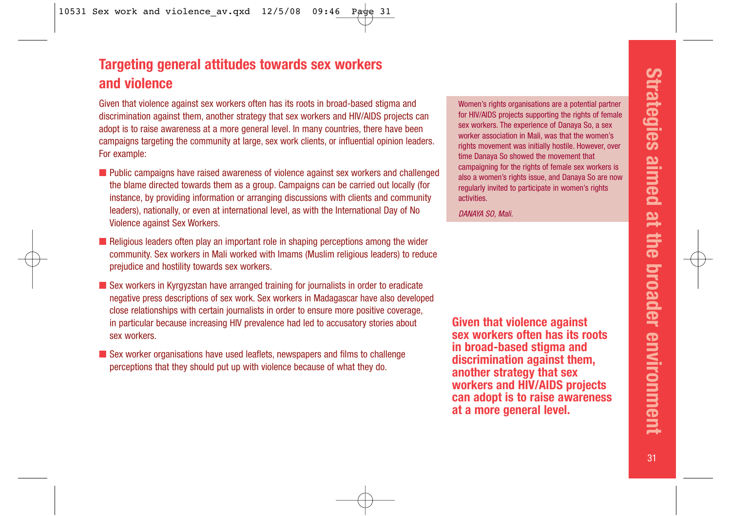## Targeting general attitudes towards sex workers and violence

Given that violence against sex workers often has its roots in broad-based stigma and discrimination against them, another strategy that sex workers and HIV/AIDS projects can adopt is to raise awareness at a more general level. In many countries, there have been campaigns targeting the community at large, sex work clients, or influential opinion leaders. For example:

- Public campaigns have raised awareness of violence against sex workers and challenged the blame directed towards them as a group. Campaigns can be carried out locally (for instance, by providing information or arranging discussions with clients and community leaders), nationally, or even at international level, as with the International Day of No Violence against Sex Workers.
- Religious leaders often play an important role in shaping perceptions among the wider community. Sex workers in Mali worked with Imams (Muslim religious leaders) to reduce prejudice and hostility towards sex workers.
- Sex workers in Kyrgyzstan have arranged training for journalists in order to eradicate negative press descriptions of sex work. Sex workers in Madagascar have also developed close relationships with certain journalists in order to ensure more positive coverage, in particular because increasing HIV prevalence had led to accusatory stories about sex workers.
- Sex worker organisations have used leaflets, newspapers and films to challenge perceptions that they should put up with violence because of what they do.

Women's rights organisations are a potential partner for HIV/AIDS projects supporting the rights of female sex workers. The experience of Danaya So, a sex worker association in Mali, was that the women's rights movement was initially hostile. However, over time Danaya So showed the movement that campaigning for the rights of female sex workers is also a women's rights issue, and Danaya So are now regularly invited to participate in women's rights activities.

*DANAYA SO, Mali.*

**Given that violence against sex workers often has its roots in broad-based stigma and discrimination against them, another strategy that sex workers and HIV/AIDS projects can adopt is to raise awareness at a more general level.**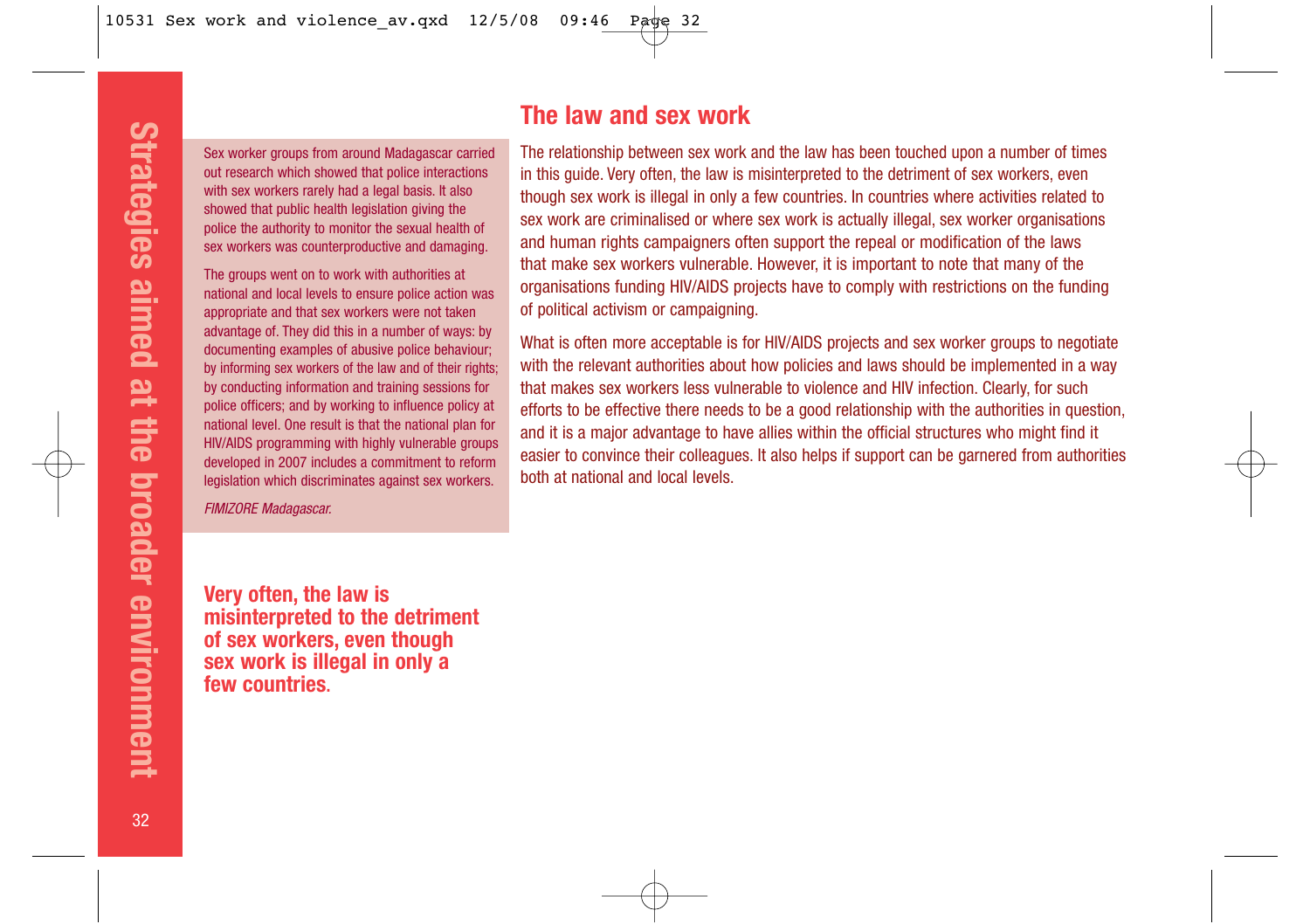## The law and sex work

The relationship between sex work and the law has been touched upon a number of times in this guide. Very often, the law is misinterpreted to the detriment of sex workers, even though sex work is illegal in only a few countries. In countries where activities related to sex work are criminalised or where sex work is actually illegal, sex worker organisations and human rights campaigners often support the repeal or modification of the laws that make sex workers vulnerable. However, it is important to note that many of the organisations funding HIV/AIDS projects have to comply with restrictions on the funding of political activism or campaigning.

What is often more acceptable is for HIV/AIDS projects and sex worker groups to negotiate with the relevant authorities about how policies and laws should be implemented in a way that makes sex workers less vulnerable to violence and HIV infection. Clearly, for such efforts to be effective there needs to be a good relationship with the authorities in question, and it is a major advantage to have allies within the official structures who might find it easier to convince their colleagues. It also helps if support can be garnered from authorities both at national and local levels.

Sex worker groups from around Madagascar carried out research which showed that police interactions with sex workers rarely had a legal basis. It also showed that public health legislation giving the police the authority to monitor the sexual health of sex workers was counterproductive and damaging.

The groups went on to work with authorities at national and local levels to ensure police action was appropriate and that sex workers were not taken advantage of. They did this in a number of ways: by documenting examples of abusive police behaviour; by informing sex workers of the law and of their rights; by conducting information and training sessions for police officers; and by working to influence policy at national level. One result is that the national plan for HIV/AIDS programming with highly vulnerable groups developed in 2007 includes a commitment to reform legislation which discriminates against sex workers.

*FIMIZORE Madagascar.*

**Very often, the law is misinterpreted to the detriment of sex workers, even though sex work is illegal in only a few countries.**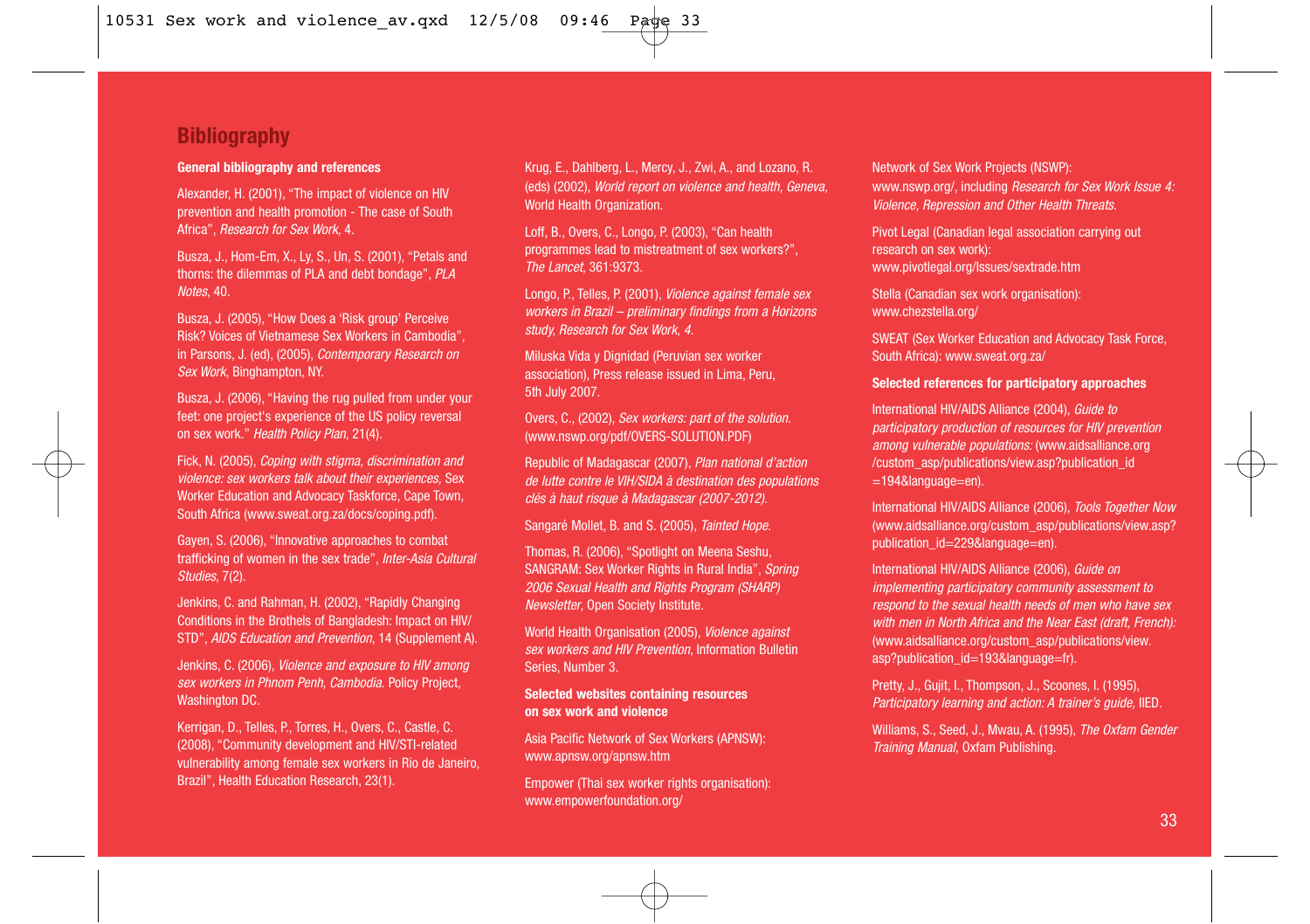## Bibliography

### General bibliography and references

Alexander, H. (2001), "The impact of violence on HIV prevention and health promotion - The case of South Africa", *Research for Sex Work*, 4.

Busza, J., Hom-Em, X., Ly, S., Un, S. (2001), "Petals and thorns: the dilemmas of PLA and debt bondage", *PLA Notes*, 40.

Busza, J. (2005), "How Does a 'Risk group' Perceive Risk? Voices of Vietnamese Sex Workers in Cambodia", in Parsons, J. (ed), (2005), *Contemporary Research on Sex Work*, Binghampton, NY.

Busza, J. (2006), "Having the rug pulled from under your feet: one project's experience of the US policy reversal on sex work." *Health Policy Plan*, 21(4).

Fick, N. (2005), *Coping with stigma, discrimination and violence: sex workers talk about their experiences*, Sex Worker Education and Advocacy Taskforce, Cape Town, South Africa (www.sweat.org.za/docs/coping.pdf).

Gayen, S. (2006), "Innovative approaches to combat trafficking of women in the sex trade", *Inter-Asia Cultural Studies*, 7(2).

Jenkins, C. and Rahman, H. (2002), "Rapidly Changing Conditions in the Brothels of Bangladesh: Impact on HIV/STD", *AIDS Education and Prevention*, 14 (Supplement A).

Jenkins, C. (2006), *Violence and exposure to HIV among sex workers in Phnom Penh, Cambodia.* Policy Project, Washington DC.

Kerrigan, D., Telles, P., Torres, H., Overs, C., Castle, C. (2008), "Community development and HIV/STI-related vulnerability among female sex workers in Rio de Janeiro, Brazil", Health Education Research, 23(1).

Krug, E., Dahlberg, L., Mercy, J., Zwi, A., and Lozano, R. (eds) (2002), *World report on violence and health, Geneva,* World Health Organization.

Loff, B., Overs, C., Longo, P. (2003), "Can health programmes lead to mistreatment of sex workers?", *The Lancet*, 361:9373.

Longo, P., Telles, P. (2001), *Violence against female sex workers in Brazil – preliminary findings from a Horizons study, Research for Sex Work, 4.*

Miluska Vida y Dignidad (Peruvian sex worker association), Press release issued in Lima, Peru, 5th July 2007.

Overs, C., (2002), *Sex workers: part of the solution.* (www.nswp.org/pdf/OVERS-SOLUTION.PDF)

Republic of Madagascar (2007), *Plan national d'action de lutte contre le VIH/SIDA à destination des populations clés à haut risque à Madagascar (2007-2012).*

Sangaré Mollet, B. and S. (2005), *Tainted Hope.*

Thomas, R. (2006), "Spotlight on Meena Seshu, SANGRAM: Sex Worker Rights in Rural India", *Spring 2006 Sexual Health and Rights Program (SHARP) Newsletter*, Open Society Institute.

World Health Organisation (2005), *Violence against sex workers and HIV Prevention*, Information Bulletin Series, Number 3.

### Selected websites containing resources on sex work and violence

Asia Pacific Network of Sex Workers (APNSW): www.apnsw.org/apnsw.htm

Empower (Thai sex worker rights organisation): www.empowerfoundation.org/

Network of Sex Work Projects (NSWP): www.nswp.org/, including *Research for Sex Work Issue 4: Violence, Repression and Other Health Threats.*

Pivot Legal (Canadian legal association carrying out research on sex work): www.pivotlegal.org/Issues/sextrade.htm

Stella (Canadian sex work organisation): www.chezstella.org/

SWEAT (Sex Worker Education and Advocacy Task Force, South Africa): www.sweat.org.za/

### Selected references for participatory approaches

International HIV/AIDS Alliance (2004), *Guide to participatory production of resources for HIV prevention among vulnerable populations:* (www.aidsalliance.org/custom_asp/publications/view.asp?publication_id=194&language=en).

International HIV/AIDS Alliance (2006), *Tools Together Now* (www.aidsalliance.org/custom_asp/publications/view.asp?publication_id=229&language=en).

International HIV/AIDS Alliance (2006), *Guide on implementing participatory community assessment to respond to the sexual health needs of men who have sex with men in North Africa and the Near East (draft, French):* (www.aidsalliance.org/custom_asp/publications/view.asp?publication_id=193&language=fr).

Pretty, J., Gujit, I., Thompson, J., Scoones, I. (1995), *Participatory learning and action: A trainer's guide,* IIED.

Williams, S., Seed, J., Mwau, A. (1995), *The Oxfam Gender Training Manual,* Oxfam Publishing.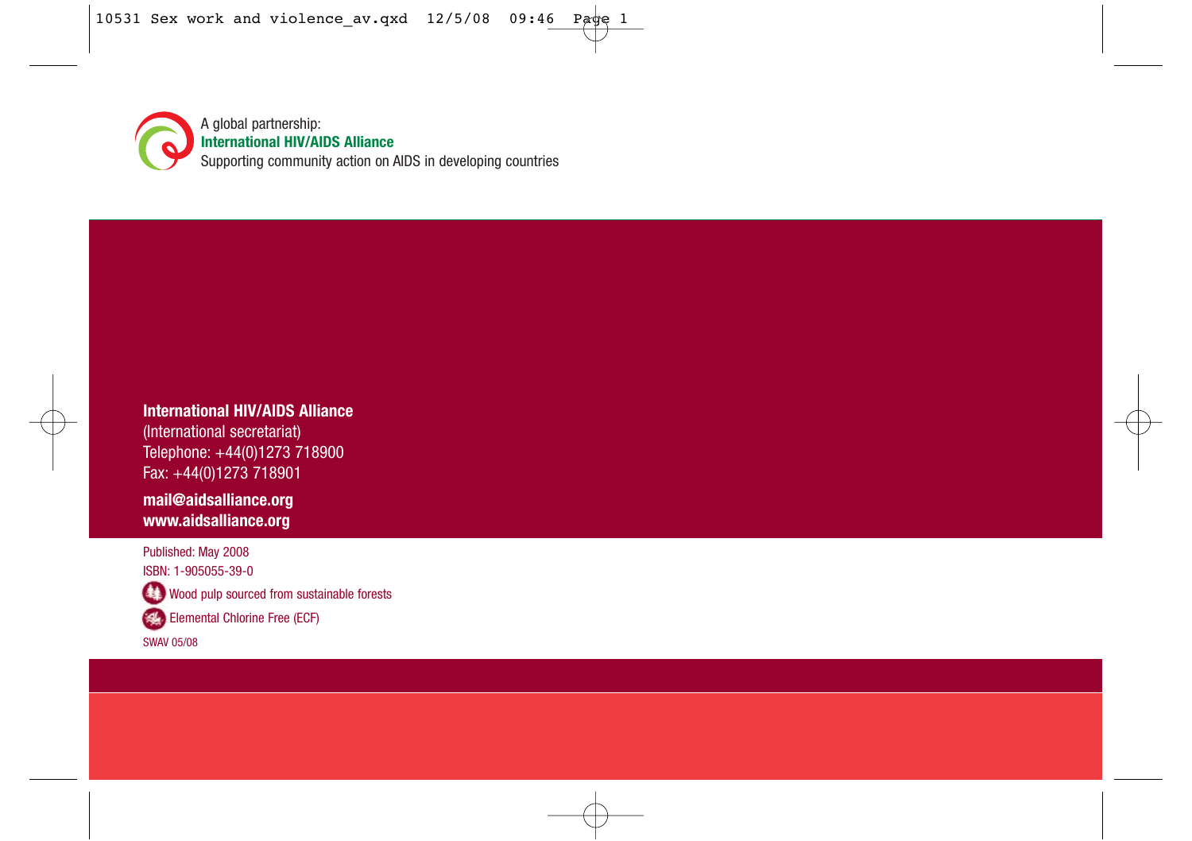A global partnership:
**International HIV/AIDS Alliance**
Supporting community action on AIDS in developing countries

**International HIV/AIDS Alliance**
(International secretariat)
Telephone: +44(0)1273 718900
Fax: +44(0)1273 718901

**mail@aidsalliance.org**
**www.aidsalliance.org**

Published: May 2008
ISBN: 1-905055-39-0

Wood pulp sourced from sustainable forests

Elemental Chlorine Free (ECF)

SWAV 05/08